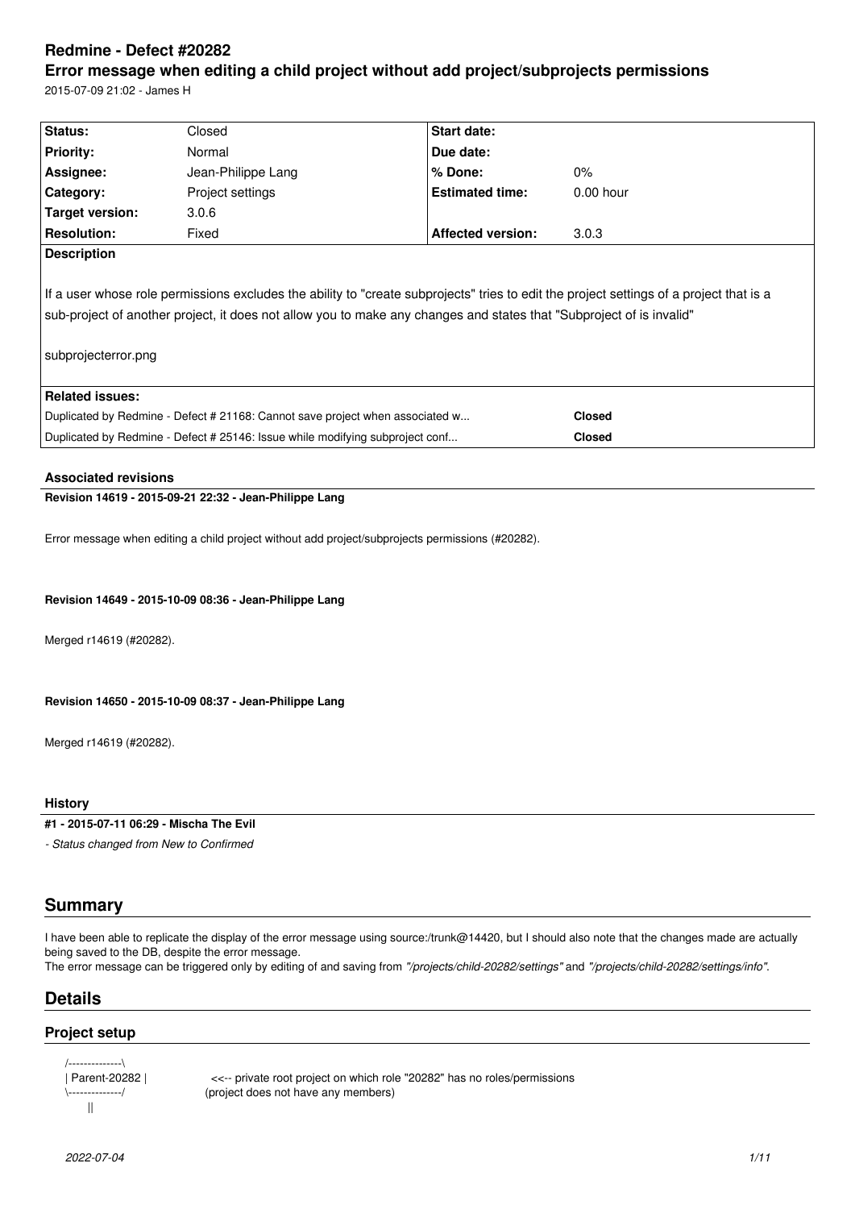# Redmine - Defect #20282

## Error message when editing a child project without add project/subprojects permissions

2015-07-09 21:02 - James H

| Status: | Closed | Start date: | |
|---|---|---|---|
| Priority: | Normal | Due date: | |
| Assignee: | Jean-Philippe Lang | % Done: | 0% |
| Category: | Project settings | Estimated time: | 0.00 hour |
| Target version: | 3.0.6 | | |
| Resolution: | Fixed | Affected version: | 3.0.3 |

**Description**

If a user whose role permissions excludes the ability to "create subprojects" tries to edit the project settings of a project that is a sub-project of another project, it does not allow you to make any changes and states that "Subproject of is invalid"

subprojecterror.png

**Related issues:**

| | |
|---|---|
| Duplicated by Redmine - Defect # 21168: Cannot save project when associated w... | **Closed** |
| Duplicated by Redmine - Defect # 25146: Issue while modifying subproject conf... | **Closed** |

### Associated revisions

**Revision 14619 - 2015-09-21 22:32 - Jean-Philippe Lang**

Error message when editing a child project without add project/subprojects permissions (#20282).

**Revision 14649 - 2015-10-09 08:36 - Jean-Philippe Lang**

Merged r14619 (#20282).

**Revision 14650 - 2015-10-09 08:37 - Jean-Philippe Lang**

Merged r14619 (#20282).

### History

**#1 - 2015-07-11 06:29 - Mischa The Evil**

*- Status changed from New to Confirmed*

## Summary

I have been able to replicate the display of the error message using source:/trunk@14420, but I should also note that the changes made are actually being saved to the DB, despite the error message.
The error message can be triggered only by editing of and saving from *"/projects/child-20282/settings"* and *"/projects/child-20282/settings/info"*.

## Details

### Project setup

```
/--------------\
| Parent-20282 |     <<-- private root project on which role "20282" has no roles/permissions
\--------------/          (project does not have any members)
       ||
```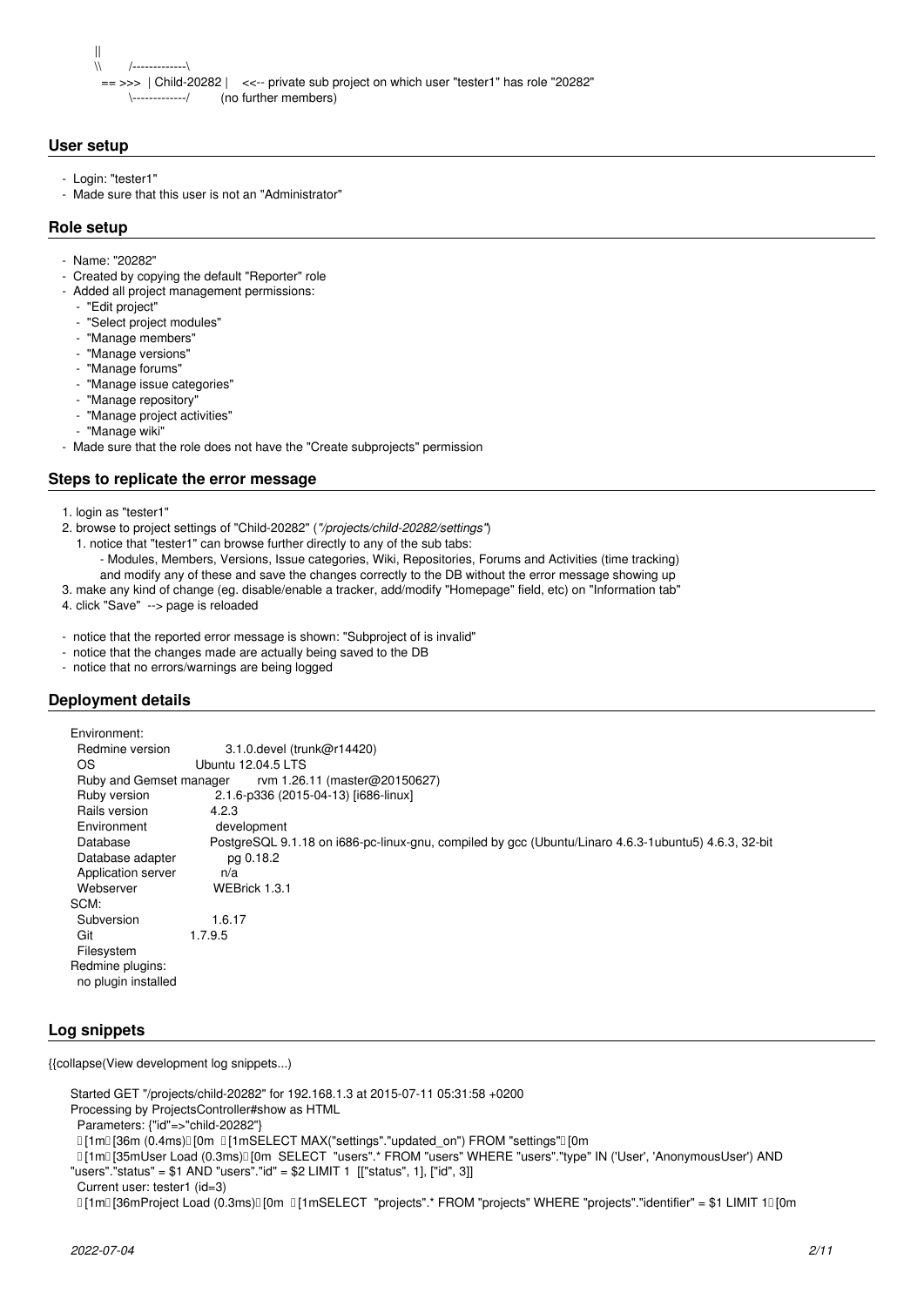```
    ||
    \\        /-------------\
      == >>>  | Child-20282 |    <<-- private sub project on which user "tester1" has role "20282"
              \-------------/         (no further members)
```

## User setup

- Login: "tester1"
- Made sure that this user is not an "Administrator"

## Role setup

- Name: "20282"
- Created by copying the default "Reporter" role
- Added all project management permissions:
  - "Edit project"
  - "Select project modules"
  - "Manage members"
  - "Manage versions"
  - "Manage forums"
  - "Manage issue categories"
  - "Manage repository"
  - "Manage project activities"
  - "Manage wiki"
- Made sure that the role does not have the "Create subprojects" permission

## Steps to replicate the error message

1. login as "tester1"
2. browse to project settings of "Child-20282" (*"/projects/child-20282/settings"*)
   1. notice that "tester1" can browse further directly to any of the sub tabs:
      - Modules, Members, Versions, Issue categories, Wiki, Repositories, Forums and Activities (time tracking)
      and modify any of these and save the changes correctly to the DB without the error message showing up
3. make any kind of change (eg. disable/enable a tracker, add/modify "Homepage" field, etc) on "Information tab"
4. click "Save" --> page is reloaded

- notice that the reported error message is shown: "Subproject of is invalid"
- notice that the changes made are actually being saved to the DB
- notice that no errors/warnings are being logged

## Deployment details

```
Environment:
  Redmine version          3.1.0.devel (trunk@r14420)
  OS                       Ubuntu 12.04.5 LTS
  Ruby and Gemset manager  rvm 1.26.11 (master@20150627)
  Ruby version             2.1.6-p336 (2015-04-13) [i686-linux]
  Rails version            4.2.3
  Environment              development
  Database                 PostgreSQL 9.1.18 on i686-pc-linux-gnu, compiled by gcc (Ubuntu/Linaro 4.6.3-1ubuntu5) 4.6.3, 32-bit
  Database adapter         pg 0.18.2
  Application server       n/a
  Webserver                WEBrick 1.3.1
SCM:
  Subversion               1.6.17
  Git                      1.7.9.5
  Filesystem
Redmine plugins:
  no plugin installed
```

## Log snippets

{{collapse(View development log snippets...)

```
Started GET "/projects/child-20282" for 192.168.1.3 at 2015-07-11 05:31:58 +0200
Processing by ProjectsController#show as HTML
  Parameters: {"id"=>"child-20282"}
  [1m[36m (0.4ms)[0m  [1mSELECT MAX("settings"."updated_on") FROM "settings"[0m
  [1m[35mUser Load (0.3ms)[0m  SELECT  "users".* FROM "users" WHERE "users"."type" IN ('User', 'AnonymousUser') AND
"users"."status" = $1 AND "users"."id" = $2 LIMIT 1  [["status", 1], ["id", 3]]
  Current user: tester1 (id=3)
  [1m[36mProject Load (0.3ms)[0m  [1mSELECT  "projects".* FROM "projects" WHERE "projects"."identifier" = $1 LIMIT 1[0m
```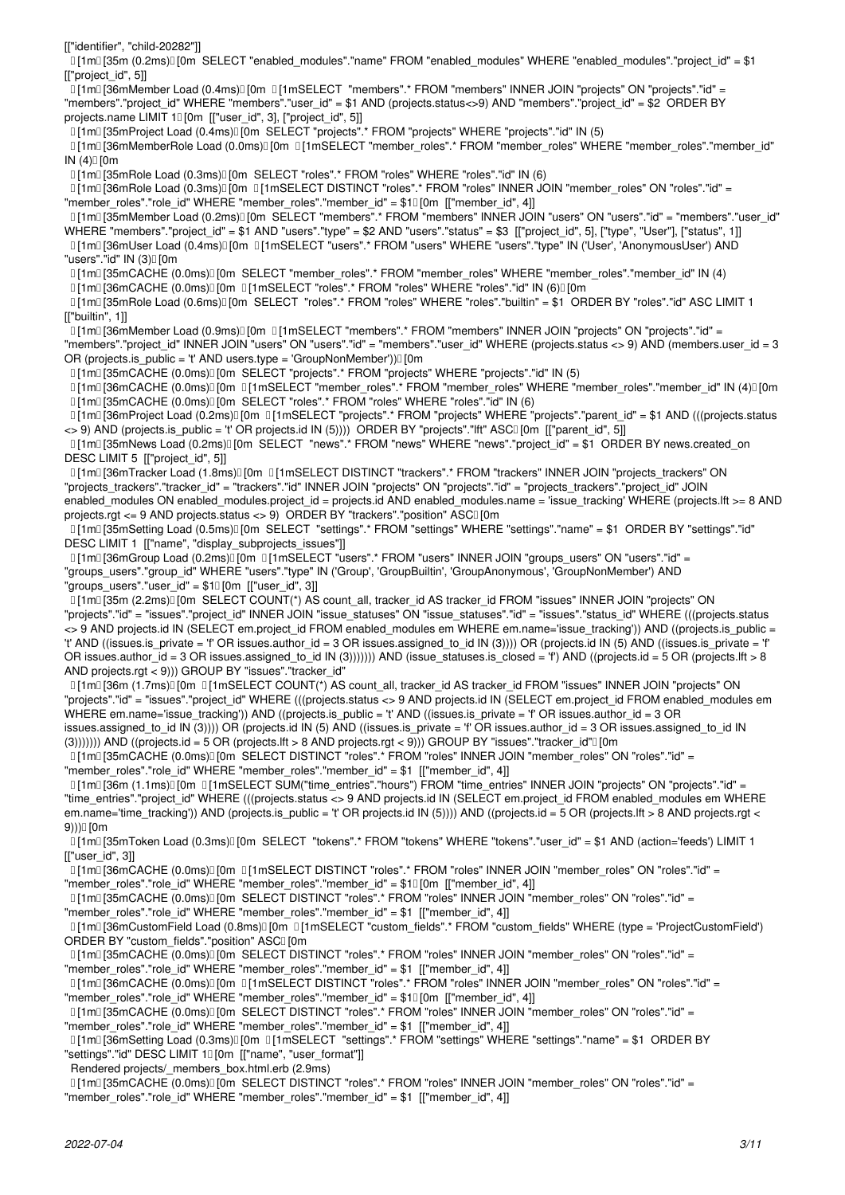```
[["identifier", "child-20282"]]
  [1m [35m (0.2ms)  [0m  SELECT "enabled_modules"."name" FROM "enabled_modules" WHERE "enabled_modules"."project_id" = $1  [["project_id", 5]]
  [1m [36mMember Load (0.4ms)  [0m  [1mSELECT  "members".* FROM "members" INNER JOIN "projects" ON "projects"."id" = "members"."project_id" WHERE "members"."user_id" = $1 AND (projects.status<>9) AND "members"."project_id" = $2  ORDER BY projects.name LIMIT 1 [0m  [["user_id", 3], ["project_id", 5]]
  [1m [35mProject Load (0.4ms)  [0m  SELECT "projects".* FROM "projects" WHERE "projects"."id" IN (5)
  [1m [36mMemberRole Load (0.0ms)  [0m  [1mSELECT "member_roles".* FROM "member_roles" WHERE "member_roles"."member_id" IN (4) [0m
  [1m [35mRole Load (0.3ms)  [0m  SELECT "roles".* FROM "roles" WHERE "roles"."id" IN (6)
  [1m [36mRole Load (0.3ms)  [0m  [1mSELECT DISTINCT "roles".* FROM "roles" INNER JOIN "member_roles" ON "roles"."id" = "member_roles"."role_id" WHERE "member_roles"."member_id" = $1 [0m  [["member_id", 4]]
  [1m [35mMember Load (0.2ms)  [0m  SELECT "members".* FROM "members" INNER JOIN "users" ON "users"."id" = "members"."user_id" WHERE "members"."project_id" = $1 AND "users"."type" = $2 AND "users"."status" = $3  [["project_id", 5], ["type", "User"], ["status", 1]]
  [1m [36mUser Load (0.4ms)  [0m  [1mSELECT "users".* FROM "users" WHERE "users"."type" IN ('User', 'AnonymousUser') AND "users"."id" IN (3) [0m
  [1m [35mCACHE (0.0ms)  [0m  SELECT "member_roles".* FROM "member_roles" WHERE "member_roles"."member_id" IN (4)
  [1m [36mCACHE (0.0ms)  [0m  [1mSELECT "roles".* FROM "roles" WHERE "roles"."id" IN (6) [0m
  [1m [35mRole Load (0.6ms)  [0m  SELECT  "roles".* FROM "roles" WHERE "roles"."builtin" = $1  ORDER BY "roles"."id" ASC LIMIT 1  [["builtin", 1]]
  [1m [36mMember Load (0.9ms)  [0m  [1mSELECT "members".* FROM "members" INNER JOIN "projects" ON "projects"."id" = "members"."project_id" INNER JOIN "users" ON "users"."id" = "members"."user_id" WHERE (projects.status <> 9) AND (members.user_id = 3 OR (projects.is_public = 't' AND users.type = 'GroupNonMember')) [0m
  [1m [35mCACHE (0.0ms)  [0m  SELECT "projects".* FROM "projects" WHERE "projects"."id" IN (5)
  [1m [36mCACHE (0.0ms)  [0m  [1mSELECT "member_roles".* FROM "member_roles" WHERE "member_roles"."member_id" IN (4) [0m
  [1m [35mCACHE (0.0ms)  [0m  SELECT "roles".* FROM "roles" WHERE "roles"."id" IN (6)
  [1m [36mProject Load (0.2ms)  [0m  [1mSELECT "projects".* FROM "projects" WHERE "projects"."parent_id" = $1 AND (((projects.status <> 9) AND (projects.is_public = 't' OR projects.id IN (5))))  ORDER BY "projects"."lft" ASC [0m  [["parent_id", 5]]
  [1m [35mNews Load (0.2ms)  [0m  SELECT  "news".* FROM "news" WHERE "news"."project_id" = $1  ORDER BY news.created_on DESC LIMIT 5  [["project_id", 5]]
  [1m [36mTracker Load (1.8ms)  [0m  [1mSELECT DISTINCT "trackers".* FROM "trackers" INNER JOIN "projects_trackers" ON "projects_trackers"."tracker_id" = "trackers"."id" INNER JOIN "projects" ON "projects"."id" = "projects_trackers"."project_id" JOIN enabled_modules ON enabled_modules.project_id = projects.id AND enabled_modules.name = 'issue_tracking' WHERE (projects.lft >= 8 AND projects.rgt <= 9 AND projects.status <> 9)  ORDER BY "trackers"."position" ASC [0m
  [1m [35mSetting Load (0.5ms)  [0m  SELECT  "settings".* FROM "settings" WHERE "settings"."name" = $1  ORDER BY "settings"."id" DESC LIMIT 1  [["name", "display_subprojects_issues"]]
  [1m [36mGroup Load (0.2ms)  [0m  [1mSELECT "users".* FROM "users" INNER JOIN "groups_users" ON "users"."id" = "groups_users"."group_id" WHERE "users"."type" IN ('Group', 'GroupBuiltin', 'GroupAnonymous', 'GroupNonMember') AND "groups_users"."user_id" = $1 [0m  [["user_id", 3]]
  [1m [35m (2.2ms)  [0m  SELECT COUNT(*) AS count_all, tracker_id AS tracker_id FROM "issues" INNER JOIN "projects" ON "projects"."id" = "issues"."project_id" INNER JOIN "issue_statuses" ON "issue_statuses"."id" = "issues"."status_id" WHERE (((projects.status <> 9 AND projects.id IN (SELECT em.project_id FROM enabled_modules em WHERE em.name='issue_tracking')) AND ((projects.is_public = 't' AND ((issues.is_private = 'f' OR issues.author_id = 3 OR issues.assigned_to_id IN (3)))) OR (projects.id IN (5) AND ((issues.is_private = 'f' OR issues.author_id = 3 OR issues.assigned_to_id IN (3))))))) AND (issue_statuses.is_closed = 'f') AND ((projects.id = 5 OR (projects.lft > 8 AND projects.rgt < 9))) GROUP BY "issues"."tracker_id"
  [1m [36m (1.7ms)  [0m  [1mSELECT COUNT(*) AS count_all, tracker_id AS tracker_id FROM "issues" INNER JOIN "projects" ON "projects"."id" = "issues"."project_id" WHERE (((projects.status <> 9 AND projects.id IN (SELECT em.project_id FROM enabled_modules em WHERE em.name='issue_tracking')) AND ((projects.is_public = 't' AND ((issues.is_private = 'f' OR issues.author_id = 3 OR issues.assigned_to_id IN (3)))) OR (projects.id IN (5) AND ((issues.is_private = 'f' OR issues.author_id = 3 OR issues.assigned_to_id IN (3))))))) AND ((projects.id = 5 OR (projects.lft > 8 AND projects.rgt < 9))) GROUP BY "issues"."tracker_id" [0m
  [1m [35mCACHE (0.0ms)  [0m  SELECT DISTINCT "roles".* FROM "roles" INNER JOIN "member_roles" ON "roles"."id" = "member_roles"."role_id" WHERE "member_roles"."member_id" = $1  [["member_id", 4]]
  [1m [36m (1.1ms)  [0m  [1mSELECT SUM("time_entries"."hours") FROM "time_entries" INNER JOIN "projects" ON "projects"."id" = "time_entries"."project_id" WHERE (((projects.status <> 9 AND projects.id IN (SELECT em.project_id FROM enabled_modules em WHERE em.name='time_tracking')) AND (projects.is_public = 't' OR projects.id IN (5)))) AND ((projects.id = 5 OR (projects.lft > 8 AND projects.rgt < 9))) [0m
  [1m [35mToken Load (0.3ms)  [0m  SELECT  "tokens".* FROM "tokens" WHERE "tokens"."user_id" = $1 AND (action='feeds') LIMIT 1  [["user_id", 3]]
  [1m [36mCACHE (0.0ms)  [0m  [1mSELECT DISTINCT "roles".* FROM "roles" INNER JOIN "member_roles" ON "roles"."id" = "member_roles"."role_id" WHERE "member_roles"."member_id" = $1 [0m  [["member_id", 4]]
  [1m [35mCACHE (0.0ms)  [0m  SELECT DISTINCT "roles".* FROM "roles" INNER JOIN "member_roles" ON "roles"."id" = "member_roles"."role_id" WHERE "member_roles"."member_id" = $1  [["member_id", 4]]
  [1m [36mCustomField Load (0.8ms)  [0m  [1mSELECT "custom_fields".* FROM "custom_fields" WHERE (type = 'ProjectCustomField') ORDER BY "custom_fields"."position" ASC [0m
  [1m [35mCACHE (0.0ms)  [0m  SELECT DISTINCT "roles".* FROM "roles" INNER JOIN "member_roles" ON "roles"."id" = "member_roles"."role_id" WHERE "member_roles"."member_id" = $1  [["member_id", 4]]
  [1m [36mCACHE (0.0ms)  [0m  [1mSELECT DISTINCT "roles".* FROM "roles" INNER JOIN "member_roles" ON "roles"."id" = "member_roles"."role_id" WHERE "member_roles"."member_id" = $1 [0m  [["member_id", 4]]
  [1m [35mCACHE (0.0ms)  [0m  SELECT DISTINCT "roles".* FROM "roles" INNER JOIN "member_roles" ON "roles"."id" = "member_roles"."role_id" WHERE "member_roles"."member_id" = $1  [["member_id", 4]]
  [1m [36mSetting Load (0.3ms)  [0m  [1mSELECT  "settings".* FROM "settings" WHERE "settings"."name" = $1  ORDER BY "settings"."id" DESC LIMIT 1 [0m  [["name", "user_format"]]
  Rendered projects/_members_box.html.erb (2.9ms)
  [1m [35mCACHE (0.0ms)  [0m  SELECT DISTINCT "roles".* FROM "roles" INNER JOIN "member_roles" ON "roles"."id" = "member_roles"."role_id" WHERE "member_roles"."member_id" = $1  [["member_id", 4]]
```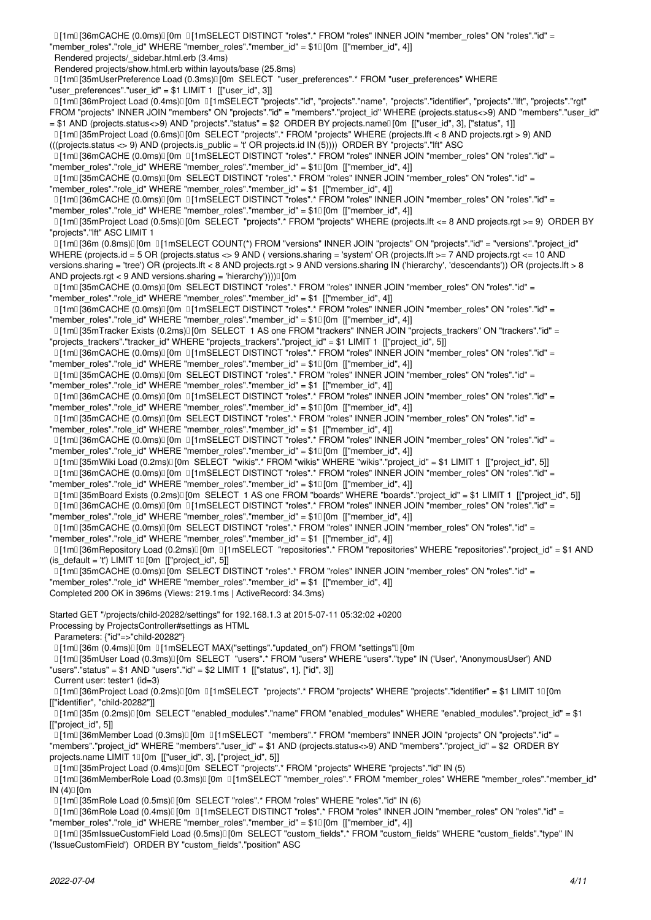```
[1m[36mCACHE (0.0ms)[0m  [1mSELECT DISTINCT "roles".* FROM "roles" INNER JOIN "member_roles" ON "roles"."id" = "member_roles"."role_id" WHERE "member_roles"."member_id" = $1[0m  [["member_id", 4]]
  Rendered projects/_sidebar.html.erb (3.4ms)
  Rendered projects/show.html.erb within layouts/base (25.8ms)
  [1m[35mUserPreference Load (0.3ms)[0m  SELECT  "user_preferences".* FROM "user_preferences" WHERE "user_preferences"."user_id" = $1 LIMIT 1  [["user_id", 3]]
  [1m[36mProject Load (0.4ms)[0m  [1mSELECT "projects"."id", "projects"."name", "projects"."identifier", "projects"."lft", "projects"."rgt" FROM "projects" INNER JOIN "members" ON "projects"."id" = "members"."project_id" WHERE (projects.status<>9) AND "members"."user_id" = $1 AND (projects.status<>9) AND "projects"."status" = $2  ORDER BY projects.name[0m  [["user_id", 3], ["status", 1]]
  [1m[35mProject Load (0.6ms)[0m  SELECT "projects".* FROM "projects" WHERE (projects.lft < 8 AND projects.rgt > 9) AND (((projects.status <> 9) AND (projects.is_public = 't' OR projects.id IN (5))))  ORDER BY "projects"."lft" ASC
  [1m[36mCACHE (0.0ms)[0m  [1mSELECT DISTINCT "roles".* FROM "roles" INNER JOIN "member_roles" ON "roles"."id" = "member_roles"."role_id" WHERE "member_roles"."member_id" = $1[0m  [["member_id", 4]]
  [1m[35mCACHE (0.0ms)[0m  SELECT DISTINCT "roles".* FROM "roles" INNER JOIN "member_roles" ON "roles"."id" = "member_roles"."role_id" WHERE "member_roles"."member_id" = $1  [["member_id", 4]]
  [1m[36mCACHE (0.0ms)[0m  [1mSELECT DISTINCT "roles".* FROM "roles" INNER JOIN "member_roles" ON "roles"."id" = "member_roles"."role_id" WHERE "member_roles"."member_id" = $1[0m  [["member_id", 4]]
  [1m[35mProject Load (0.5ms)[0m  SELECT  "projects".* FROM "projects" WHERE (projects.lft <= 8 AND projects.rgt >= 9)  ORDER BY "projects"."lft" ASC LIMIT 1
  [1m[36m (0.8ms)[0m  [1mSELECT COUNT(*) FROM "versions" INNER JOIN "projects" ON "projects"."id" = "versions"."project_id" WHERE (projects.id = 5 OR (projects.status <> 9 AND ( versions.sharing = 'system' OR (projects.lft >= 7 AND projects.rgt <= 10 AND versions.sharing = 'tree') OR (projects.lft < 8 AND projects.rgt > 9 AND versions.sharing IN ('hierarchy', 'descendants')) OR (projects.lft > 8 AND projects.rgt < 9 AND versions.sharing = 'hierarchy'))))[0m
  [1m[35mCACHE (0.0ms)[0m  SELECT DISTINCT "roles".* FROM "roles" INNER JOIN "member_roles" ON "roles"."id" = "member_roles"."role_id" WHERE "member_roles"."member_id" = $1  [["member_id", 4]]
  [1m[36mCACHE (0.0ms)[0m  [1mSELECT DISTINCT "roles".* FROM "roles" INNER JOIN "member_roles" ON "roles"."id" = "member_roles"."role_id" WHERE "member_roles"."member_id" = $1[0m  [["member_id", 4]]
  [1m[35mTracker Exists (0.2ms)[0m  SELECT  1 AS one FROM "trackers" INNER JOIN "projects_trackers" ON "trackers"."id" = "projects_trackers"."tracker_id" WHERE "projects_trackers"."project_id" = $1 LIMIT 1  [["project_id", 5]]
  [1m[36mCACHE (0.0ms)[0m  [1mSELECT DISTINCT "roles".* FROM "roles" INNER JOIN "member_roles" ON "roles"."id" = "member_roles"."role_id" WHERE "member_roles"."member_id" = $1[0m  [["member_id", 4]]
  [1m[35mCACHE (0.0ms)[0m  SELECT DISTINCT "roles".* FROM "roles" INNER JOIN "member_roles" ON "roles"."id" = "member_roles"."role_id" WHERE "member_roles"."member_id" = $1  [["member_id", 4]]
  [1m[36mCACHE (0.0ms)[0m  [1mSELECT DISTINCT "roles".* FROM "roles" INNER JOIN "member_roles" ON "roles"."id" = "member_roles"."role_id" WHERE "member_roles"."member_id" = $1[0m  [["member_id", 4]]
  [1m[35mCACHE (0.0ms)[0m  SELECT DISTINCT "roles".* FROM "roles" INNER JOIN "member_roles" ON "roles"."id" = "member_roles"."role_id" WHERE "member_roles"."member_id" = $1  [["member_id", 4]]
  [1m[36mCACHE (0.0ms)[0m  [1mSELECT DISTINCT "roles".* FROM "roles" INNER JOIN "member_roles" ON "roles"."id" = "member_roles"."role_id" WHERE "member_roles"."member_id" = $1[0m  [["member_id", 4]]
  [1m[35mWiki Load (0.2ms)[0m  SELECT  "wikis".* FROM "wikis" WHERE "wikis"."project_id" = $1 LIMIT 1  [["project_id", 5]]
  [1m[36mCACHE (0.0ms)[0m  [1mSELECT DISTINCT "roles".* FROM "roles" INNER JOIN "member_roles" ON "roles"."id" = "member_roles"."role_id" WHERE "member_roles"."member_id" = $1[0m  [["member_id", 4]]
  [1m[35mBoard Exists (0.2ms)[0m  SELECT  1 AS one FROM "boards" WHERE "boards"."project_id" = $1 LIMIT 1  [["project_id", 5]]
  [1m[36mCACHE (0.0ms)[0m  [1mSELECT DISTINCT "roles".* FROM "roles" INNER JOIN "member_roles" ON "roles"."id" = "member_roles"."role_id" WHERE "member_roles"."member_id" = $1[0m  [["member_id", 4]]
  [1m[35mCACHE (0.0ms)[0m  SELECT DISTINCT "roles".* FROM "roles" INNER JOIN "member_roles" ON "roles"."id" = "member_roles"."role_id" WHERE "member_roles"."member_id" = $1  [["member_id", 4]]
  [1m[36mRepository Load (0.2ms)[0m  [1mSELECT  "repositories".* FROM "repositories" WHERE "repositories"."project_id" = $1 AND (is_default = 't') LIMIT 1[0m  [["project_id", 5]]
  [1m[35mCACHE (0.0ms)[0m  SELECT DISTINCT "roles".* FROM "roles" INNER JOIN "member_roles" ON "roles"."id" = "member_roles"."role_id" WHERE "member_roles"."member_id" = $1  [["member_id", 4]]
Completed 200 OK in 396ms (Views: 219.1ms | ActiveRecord: 34.3ms)

Started GET "/projects/child-20282/settings" for 192.168.1.3 at 2015-07-11 05:32:02 +0200
Processing by ProjectsController#settings as HTML
  Parameters: {"id"=>"child-20282"}
  [1m[36m (0.4ms)[0m  [1mSELECT MAX("settings"."updated_on") FROM "settings"[0m
  [1m[35mUser Load (0.3ms)[0m  SELECT  "users".* FROM "users" WHERE "users"."type" IN ('User', 'AnonymousUser') AND "users"."status" = $1 AND "users"."id" = $2 LIMIT 1  [["status", 1], ["id", 3]]
  Current user: tester1 (id=3)
  [1m[36mProject Load (0.2ms)[0m  [1mSELECT  "projects".* FROM "projects" WHERE "projects"."identifier" = $1 LIMIT 1[0m  [["identifier", "child-20282"]]
  [1m[35m (0.2ms)[0m  SELECT "enabled_modules"."name" FROM "enabled_modules" WHERE "enabled_modules"."project_id" = $1  [["project_id", 5]]
  [1m[36mMember Load (0.3ms)[0m  [1mSELECT  "members".* FROM "members" INNER JOIN "projects" ON "projects"."id" = "members"."project_id" WHERE "members"."user_id" = $1 AND (projects.status<>9) AND "members"."project_id" = $2  ORDER BY projects.name LIMIT 1[0m  [["user_id", 3], ["project_id", 5]]
  [1m[35mProject Load (0.4ms)[0m  SELECT "projects".* FROM "projects" WHERE "projects"."id" IN (5)
  [1m[36mMemberRole Load (0.3ms)[0m  [1mSELECT "member_roles".* FROM "member_roles" WHERE "member_roles"."member_id" IN (4)[0m
  [1m[35mRole Load (0.5ms)[0m  SELECT "roles".* FROM "roles" WHERE "roles"."id" IN (6)
  [1m[36mRole Load (0.4ms)[0m  [1mSELECT DISTINCT "roles".* FROM "roles" INNER JOIN "member_roles" ON "roles"."id" = "member_roles"."role_id" WHERE "member_roles"."member_id" = $1[0m  [["member_id", 4]]
  [1m[35mIssueCustomField Load (0.5ms)[0m  SELECT "custom_fields".* FROM "custom_fields" WHERE "custom_fields"."type" IN ('IssueCustomField')  ORDER BY "custom_fields"."position" ASC
```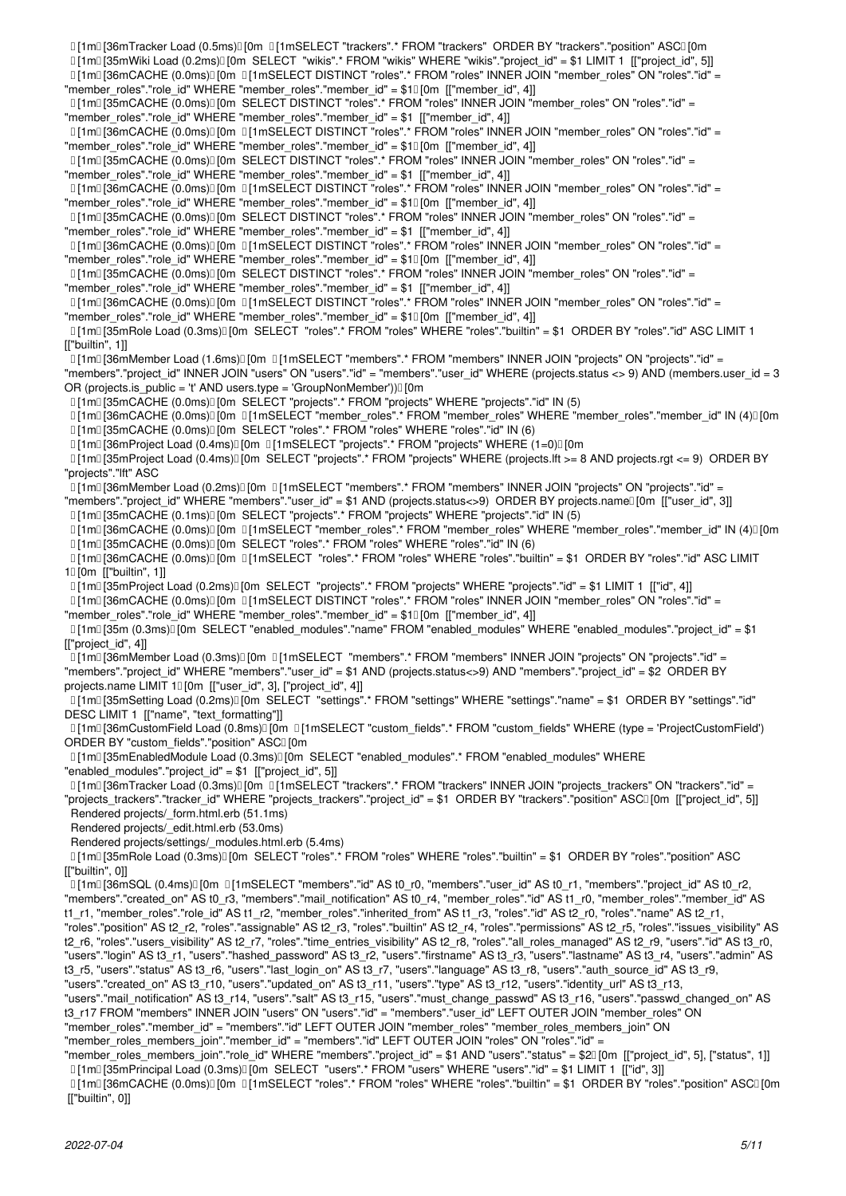```
[1m[36mTracker Load (0.5ms)[0m  [1mSELECT "trackers".* FROM "trackers"  ORDER BY "trackers"."position" ASC[0m
  [1m[35mWiki Load (0.2ms)[0m  SELECT  "wikis".* FROM "wikis" WHERE "wikis"."project_id" = $1 LIMIT 1  [["project_id", 5]]
  [1m[36mCACHE (0.0ms)[0m  [1mSELECT DISTINCT "roles".* FROM "roles" INNER JOIN "member_roles" ON "roles"."id" = 
"member_roles"."role_id" WHERE "member_roles"."member_id" = $1[0m  [["member_id", 4]]
  [1m[35mCACHE (0.0ms)[0m  SELECT DISTINCT "roles".* FROM "roles" INNER JOIN "member_roles" ON "roles"."id" = 
"member_roles"."role_id" WHERE "member_roles"."member_id" = $1  [["member_id", 4]]
  [1m[36mCACHE (0.0ms)[0m  [1mSELECT DISTINCT "roles".* FROM "roles" INNER JOIN "member_roles" ON "roles"."id" = 
"member_roles"."role_id" WHERE "member_roles"."member_id" = $1[0m  [["member_id", 4]]
  [1m[35mCACHE (0.0ms)[0m  SELECT DISTINCT "roles".* FROM "roles" INNER JOIN "member_roles" ON "roles"."id" = 
"member_roles"."role_id" WHERE "member_roles"."member_id" = $1  [["member_id", 4]]
  [1m[36mCACHE (0.0ms)[0m  [1mSELECT DISTINCT "roles".* FROM "roles" INNER JOIN "member_roles" ON "roles"."id" = 
"member_roles"."role_id" WHERE "member_roles"."member_id" = $1[0m  [["member_id", 4]]
  [1m[35mCACHE (0.0ms)[0m  SELECT DISTINCT "roles".* FROM "roles" INNER JOIN "member_roles" ON "roles"."id" = 
"member_roles"."role_id" WHERE "member_roles"."member_id" = $1  [["member_id", 4]]
  [1m[36mCACHE (0.0ms)[0m  [1mSELECT DISTINCT "roles".* FROM "roles" INNER JOIN "member_roles" ON "roles"."id" = 
"member_roles"."role_id" WHERE "member_roles"."member_id" = $1[0m  [["member_id", 4]]
  [1m[35mCACHE (0.0ms)[0m  SELECT DISTINCT "roles".* FROM "roles" INNER JOIN "member_roles" ON "roles"."id" = 
"member_roles"."role_id" WHERE "member_roles"."member_id" = $1  [["member_id", 4]]
  [1m[36mCACHE (0.0ms)[0m  [1mSELECT DISTINCT "roles".* FROM "roles" INNER JOIN "member_roles" ON "roles"."id" = 
"member_roles"."role_id" WHERE "member_roles"."member_id" = $1[0m  [["member_id", 4]]
  [1m[35mRole Load (0.3ms)[0m  SELECT  "roles".* FROM "roles" WHERE "roles"."builtin" = $1  ORDER BY "roles"."id" ASC LIMIT 1 
[["builtin", 1]]
  [1m[36mMember Load (1.6ms)[0m  [1mSELECT "members".* FROM "members" INNER JOIN "projects" ON "projects"."id" = 
"members"."project_id" INNER JOIN "users" ON "users"."id" = "members"."user_id" WHERE (projects.status <> 9) AND (members.user_id = 3 
OR (projects.is_public = 't' AND users.type = 'GroupNonMember'))[0m
  [1m[35mCACHE (0.0ms)[0m  SELECT "projects".* FROM "projects" WHERE "projects"."id" IN (5)
  [1m[36mCACHE (0.0ms)[0m  [1mSELECT "member_roles".* FROM "member_roles" WHERE "member_roles"."member_id" IN (4)[0m
  [1m[35mCACHE (0.0ms)[0m  SELECT "roles".* FROM "roles" WHERE "roles"."id" IN (6)
  [1m[36mProject Load (0.4ms)[0m  [1mSELECT "projects".* FROM "projects" WHERE (1=0)[0m
  [1m[35mProject Load (0.4ms)[0m  SELECT "projects".* FROM "projects" WHERE (projects.lft >= 8 AND projects.rgt <= 9)  ORDER BY 
"projects"."lft" ASC
  [1m[36mMember Load (0.2ms)[0m  [1mSELECT "members".* FROM "members" INNER JOIN "projects" ON "projects"."id" = 
"members"."project_id" WHERE "members"."user_id" = $1 AND (projects.status<>9)  ORDER BY projects.name[0m  [["user_id", 3]]
  [1m[35mCACHE (0.1ms)[0m  SELECT "projects".* FROM "projects" WHERE "projects"."id" IN (5)
  [1m[36mCACHE (0.0ms)[0m  [1mSELECT "member_roles".* FROM "member_roles" WHERE "member_roles"."member_id" IN (4)[0m
  [1m[35mCACHE (0.0ms)[0m  SELECT "roles".* FROM "roles" WHERE "roles"."id" IN (6)
  [1m[36mCACHE (0.0ms)[0m  [1mSELECT  "roles".* FROM "roles" WHERE "roles"."builtin" = $1  ORDER BY "roles"."id" ASC LIMIT 
1[0m  [["builtin", 1]]
  [1m[35mProject Load (0.2ms)[0m  SELECT  "projects".* FROM "projects" WHERE "projects"."id" = $1 LIMIT 1  [["id", 4]]
  [1m[36mCACHE (0.0ms)[0m  [1mSELECT DISTINCT "roles".* FROM "roles" INNER JOIN "member_roles" ON "roles"."id" = 
"member_roles"."role_id" WHERE "member_roles"."member_id" = $1[0m  [["member_id", 4]]
  [1m[35m (0.3ms)[0m  SELECT "enabled_modules"."name" FROM "enabled_modules" WHERE "enabled_modules"."project_id" = $1 
[["project_id", 4]]
  [1m[36mMember Load (0.3ms)[0m  [1mSELECT  "members".* FROM "members" INNER JOIN "projects" ON "projects"."id" = 
"members"."project_id" WHERE "members"."user_id" = $1 AND (projects.status<>9) AND "members"."project_id" = $2  ORDER BY 
projects.name LIMIT 1[0m  [["user_id", 3], ["project_id", 4]]
  [1m[35mSetting Load (0.2ms)[0m  SELECT  "settings".* FROM "settings" WHERE "settings"."name" = $1  ORDER BY "settings"."id" 
DESC LIMIT 1  [["name", "text_formatting"]]
  [1m[36mCustomField Load (0.8ms)[0m  [1mSELECT "custom_fields".* FROM "custom_fields" WHERE (type = 'ProjectCustomField') 
ORDER BY "custom_fields"."position" ASC[0m
  [1m[35mEnabledModule Load (0.3ms)[0m  SELECT "enabled_modules".* FROM "enabled_modules" WHERE 
"enabled_modules"."project_id" = $1  [["project_id", 5]]
  [1m[36mTracker Load (0.3ms)[0m  [1mSELECT "trackers".* FROM "trackers" INNER JOIN "projects_trackers" ON "trackers"."id" = 
"projects_trackers"."tracker_id" WHERE "projects_trackers"."project_id" = $1  ORDER BY "trackers"."position" ASC[0m  [["project_id", 5]]
  Rendered projects/_form.html.erb (51.1ms)
  Rendered projects/_edit.html.erb (53.0ms)
  Rendered projects/settings/_modules.html.erb (5.4ms)
  [1m[35mRole Load (0.3ms)[0m  SELECT "roles".* FROM "roles" WHERE "roles"."builtin" = $1  ORDER BY "roles"."position" ASC 
[["builtin", 0]]
  [1m[36mSQL (0.4ms)[0m  [1mSELECT "members"."id" AS t0_r0, "members"."user_id" AS t0_r1, "members"."project_id" AS t0_r2, 
"members"."created_on" AS t0_r3, "members"."mail_notification" AS t0_r4, "member_roles"."id" AS t1_r0, "member_roles"."member_id" AS 
t1_r1, "member_roles"."role_id" AS t1_r2, "member_roles"."inherited_from" AS t1_r3, "roles"."id" AS t2_r0, "roles"."name" AS t2_r1, 
"roles"."position" AS t2_r2, "roles"."assignable" AS t2_r3, "roles"."builtin" AS t2_r4, "roles"."permissions" AS t2_r5, "roles"."issues_visibility" AS 
t2_r6, "roles"."users_visibility" AS t2_r7, "roles"."time_entries_visibility" AS t2_r8, "roles"."all_roles_managed" AS t2_r9, "users"."id" AS t3_r0, 
"users"."login" AS t3_r1, "users"."hashed_password" AS t3_r2, "users"."firstname" AS t3_r3, "users"."lastname" AS t3_r4, "users"."admin" AS 
t3_r5, "users"."status" AS t3_r6, "users"."last_login_on" AS t3_r7, "users"."language" AS t3_r8, "users"."auth_source_id" AS t3_r9, 
"users"."created_on" AS t3_r10, "users"."updated_on" AS t3_r11, "users"."type" AS t3_r12, "users"."identity_url" AS t3_r13, 
"users"."mail_notification" AS t3_r14, "users"."salt" AS t3_r15, "users"."must_change_passwd" AS t3_r16, "users"."passwd_changed_on" AS 
t3_r17 FROM "members" INNER JOIN "users" ON "users"."id" = "members"."user_id" LEFT OUTER JOIN "member_roles" ON 
"member_roles"."member_id" = "members"."id" LEFT OUTER JOIN "member_roles" "member_roles_members_join" ON 
"member_roles_members_join"."member_id" = "members"."id" LEFT OUTER JOIN "roles" ON "roles"."id" = 
"member_roles_members_join"."role_id" WHERE "members"."project_id" = $1 AND "users"."status" = $2[0m  [["project_id", 5], ["status", 1]]
  [1m[35mPrincipal Load (0.3ms)[0m  SELECT  "users".* FROM "users" WHERE "users"."id" = $1 LIMIT 1  [["id", 3]]
  [1m[36mCACHE (0.0ms)[0m  [1mSELECT "roles".* FROM "roles" WHERE "roles"."builtin" = $1  ORDER BY "roles"."position" ASC[0m 
 [["builtin", 0]]
```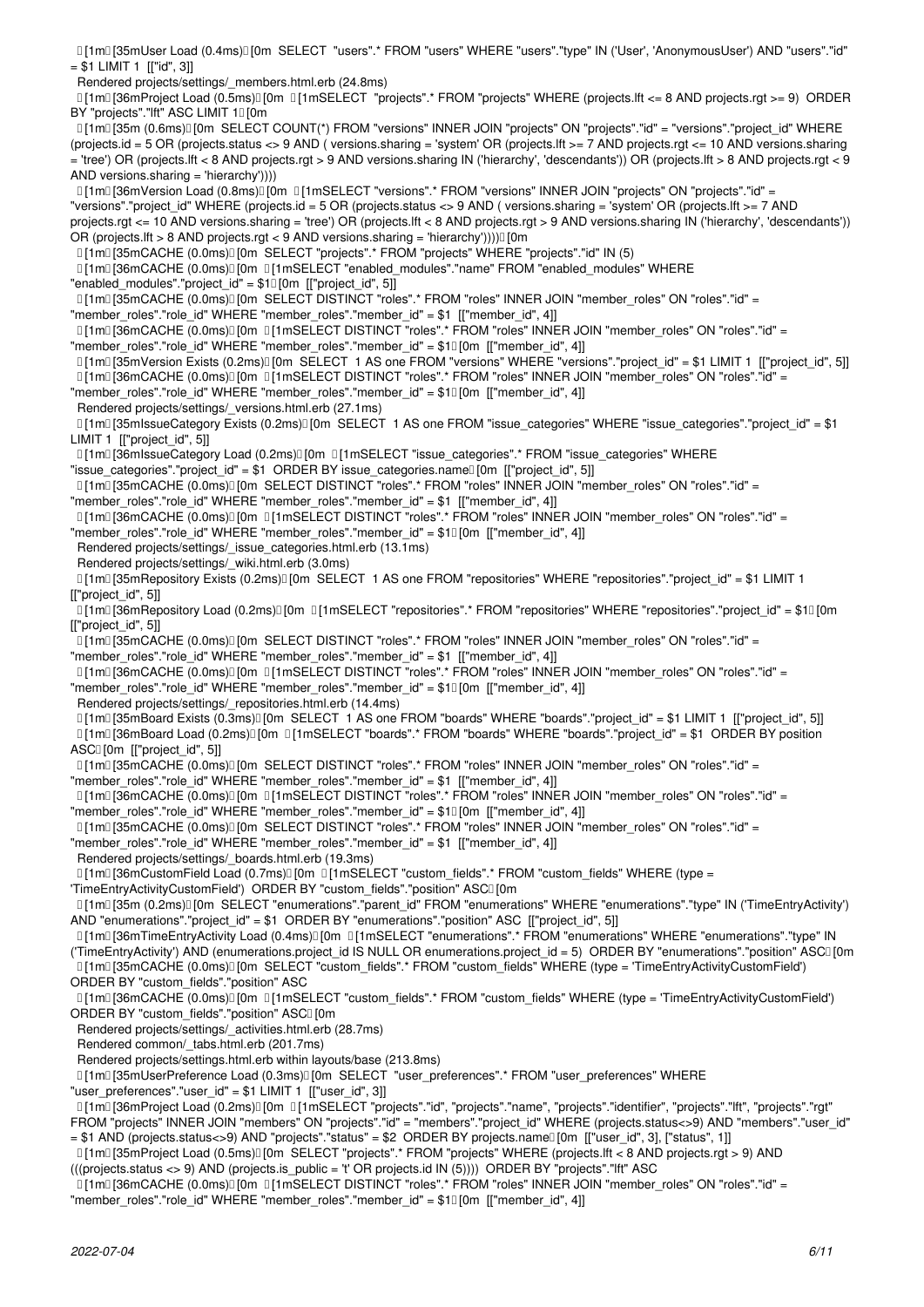```
[1m[35mUser Load (0.4ms)[0m  SELECT "users".* FROM "users" WHERE "users"."type" IN ('User', 'AnonymousUser') AND "users"."id" = $1 LIMIT 1  [["id", 3]]
  Rendered projects/settings/_members.html.erb (24.8ms)
  [1m[36mProject Load (0.5ms)[0m  [1mSELECT "projects".* FROM "projects" WHERE (projects.lft <= 8 AND projects.rgt >= 9)  ORDER BY "projects"."lft" ASC LIMIT 1[0m
  [1m[35m (0.6ms)[0m  SELECT COUNT(*) FROM "versions" INNER JOIN "projects" ON "projects"."id" = "versions"."project_id" WHERE (projects.id = 5 OR (projects.status <> 9 AND ( versions.sharing = 'system' OR (projects.lft >= 7 AND projects.rgt <= 10 AND versions.sharing = 'tree') OR (projects.lft < 8 AND projects.rgt > 9 AND versions.sharing IN ('hierarchy', 'descendants')) OR (projects.lft > 8 AND projects.rgt < 9 AND versions.sharing = 'hierarchy'))))
  [1m[36mVersion Load (0.8ms)[0m  [1mSELECT "versions".* FROM "versions" INNER JOIN "projects" ON "projects"."id" = "versions"."project_id" WHERE (projects.id = 5 OR (projects.status <> 9 AND ( versions.sharing = 'system' OR (projects.lft >= 7 AND projects.rgt <= 10 AND versions.sharing = 'tree') OR (projects.lft < 8 AND projects.rgt > 9 AND versions.sharing IN ('hierarchy', 'descendants')) OR (projects.lft > 8 AND projects.rgt < 9 AND versions.sharing = 'hierarchy'))))[0m
  [1m[35mCACHE (0.0ms)[0m  SELECT "projects".* FROM "projects" WHERE "projects"."id" IN (5)
  [1m[36mCACHE (0.0ms)[0m  [1mSELECT "enabled_modules"."name" FROM "enabled_modules" WHERE "enabled_modules"."project_id" = $1[0m  [["project_id", 5]]
  [1m[35mCACHE (0.0ms)[0m  SELECT DISTINCT "roles".* FROM "roles" INNER JOIN "member_roles" ON "roles"."id" = "member_roles"."role_id" WHERE "member_roles"."member_id" = $1  [["member_id", 4]]
  [1m[36mCACHE (0.0ms)[0m  [1mSELECT DISTINCT "roles".* FROM "roles" INNER JOIN "member_roles" ON "roles"."id" = "member_roles"."role_id" WHERE "member_roles"."member_id" = $1[0m  [["member_id", 4]]
  [1m[35mVersion Exists (0.2ms)[0m  SELECT  1 AS one FROM "versions" WHERE "versions"."project_id" = $1 LIMIT 1  [["project_id", 5]]
  [1m[36mCACHE (0.0ms)[0m  [1mSELECT DISTINCT "roles".* FROM "roles" INNER JOIN "member_roles" ON "roles"."id" = "member_roles"."role_id" WHERE "member_roles"."member_id" = $1[0m  [["member_id", 4]]
  Rendered projects/settings/_versions.html.erb (27.1ms)
  [1m[35mIssueCategory Exists (0.2ms)[0m  SELECT  1 AS one FROM "issue_categories" WHERE "issue_categories"."project_id" = $1 LIMIT 1  [["project_id", 5]]
  [1m[36mIssueCategory Load (0.2ms)[0m  [1mSELECT "issue_categories".* FROM "issue_categories" WHERE "issue_categories"."project_id" = $1  ORDER BY issue_categories.name[0m  [["project_id", 5]]
  [1m[35mCACHE (0.0ms)[0m  SELECT DISTINCT "roles".* FROM "roles" INNER JOIN "member_roles" ON "roles"."id" = "member_roles"."role_id" WHERE "member_roles"."member_id" = $1  [["member_id", 4]]
  [1m[36mCACHE (0.0ms)[0m  [1mSELECT DISTINCT "roles".* FROM "roles" INNER JOIN "member_roles" ON "roles"."id" = "member_roles"."role_id" WHERE "member_roles"."member_id" = $1[0m  [["member_id", 4]]
  Rendered projects/settings/_issue_categories.html.erb (13.1ms)
  Rendered projects/settings/_wiki.html.erb (3.0ms)
  [1m[35mRepository Exists (0.2ms)[0m  SELECT  1 AS one FROM "repositories" WHERE "repositories"."project_id" = $1 LIMIT 1  [["project_id", 5]]
  [1m[36mRepository Load (0.2ms)[0m  [1mSELECT "repositories".* FROM "repositories" WHERE "repositories"."project_id" = $1[0m  [["project_id", 5]]
  [1m[35mCACHE (0.0ms)[0m  SELECT DISTINCT "roles".* FROM "roles" INNER JOIN "member_roles" ON "roles"."id" = "member_roles"."role_id" WHERE "member_roles"."member_id" = $1  [["member_id", 4]]
  [1m[36mCACHE (0.0ms)[0m  [1mSELECT DISTINCT "roles".* FROM "roles" INNER JOIN "member_roles" ON "roles"."id" = "member_roles"."role_id" WHERE "member_roles"."member_id" = $1[0m  [["member_id", 4]]
  Rendered projects/settings/_repositories.html.erb (14.4ms)
  [1m[35mBoard Exists (0.3ms)[0m  SELECT  1 AS one FROM "boards" WHERE "boards"."project_id" = $1 LIMIT 1  [["project_id", 5]]
  [1m[36mBoard Load (0.2ms)[0m  [1mSELECT "boards".* FROM "boards" WHERE "boards"."project_id" = $1  ORDER BY position ASC[0m  [["project_id", 5]]
  [1m[35mCACHE (0.0ms)[0m  SELECT DISTINCT "roles".* FROM "roles" INNER JOIN "member_roles" ON "roles"."id" = "member_roles"."role_id" WHERE "member_roles"."member_id" = $1  [["member_id", 4]]
  [1m[36mCACHE (0.0ms)[0m  [1mSELECT DISTINCT "roles".* FROM "roles" INNER JOIN "member_roles" ON "roles"."id" = "member_roles"."role_id" WHERE "member_roles"."member_id" = $1[0m  [["member_id", 4]]
  [1m[35mCACHE (0.0ms)[0m  SELECT DISTINCT "roles".* FROM "roles" INNER JOIN "member_roles" ON "roles"."id" = "member_roles"."role_id" WHERE "member_roles"."member_id" = $1  [["member_id", 4]]
  Rendered projects/settings/_boards.html.erb (19.3ms)
  [1m[36mCustomField Load (0.7ms)[0m  [1mSELECT "custom_fields".* FROM "custom_fields" WHERE (type = 'TimeEntryActivityCustomField')  ORDER BY "custom_fields"."position" ASC[0m
  [1m[35m (0.2ms)[0m  SELECT "enumerations"."parent_id" FROM "enumerations" WHERE "enumerations"."type" IN ('TimeEntryActivity') AND "enumerations"."project_id" = $1  ORDER BY "enumerations"."position" ASC  [["project_id", 5]]
  [1m[36mTimeEntryActivity Load (0.4ms)[0m  [1mSELECT "enumerations".* FROM "enumerations" WHERE "enumerations"."type" IN ('TimeEntryActivity') AND (enumerations.project_id IS NULL OR enumerations.project_id = 5)  ORDER BY "enumerations"."position" ASC[0m
  [1m[35mCACHE (0.0ms)[0m  SELECT "custom_fields".* FROM "custom_fields" WHERE (type = 'TimeEntryActivityCustomField') ORDER BY "custom_fields"."position" ASC
  [1m[36mCACHE (0.0ms)[0m  [1mSELECT "custom_fields".* FROM "custom_fields" WHERE (type = 'TimeEntryActivityCustomField') ORDER BY "custom_fields"."position" ASC[0m
  Rendered projects/settings/_activities.html.erb (28.7ms)
  Rendered common/_tabs.html.erb (201.7ms)
  Rendered projects/settings.html.erb within layouts/base (213.8ms)
  [1m[35mUserPreference Load (0.3ms)[0m  SELECT  "user_preferences".* FROM "user_preferences" WHERE "user_preferences"."user_id" = $1 LIMIT 1  [["user_id", 3]]
  [1m[36mProject Load (0.2ms)[0m  [1mSELECT "projects"."id", "projects"."name", "projects"."identifier", "projects"."lft", "projects"."rgt" FROM "projects" INNER JOIN "members" ON "projects"."id" = "members"."project_id" WHERE (projects.status<>9) AND "members"."user_id" = $1 AND (projects.status<>9) AND "projects"."status" = $2  ORDER BY projects.name[0m  [["user_id", 3], ["status", 1]]
  [1m[35mProject Load (0.5ms)[0m  SELECT "projects".* FROM "projects" WHERE (projects.lft < 8 AND projects.rgt > 9) AND (((projects.status <> 9) AND (projects.is_public = 't' OR projects.id IN (5))))  ORDER BY "projects"."lft" ASC
  [1m[36mCACHE (0.0ms)[0m  [1mSELECT DISTINCT "roles".* FROM "roles" INNER JOIN "member_roles" ON "roles"."id" = "member_roles"."role_id" WHERE "member_roles"."member_id" = $1[0m  [["member_id", 4]]
```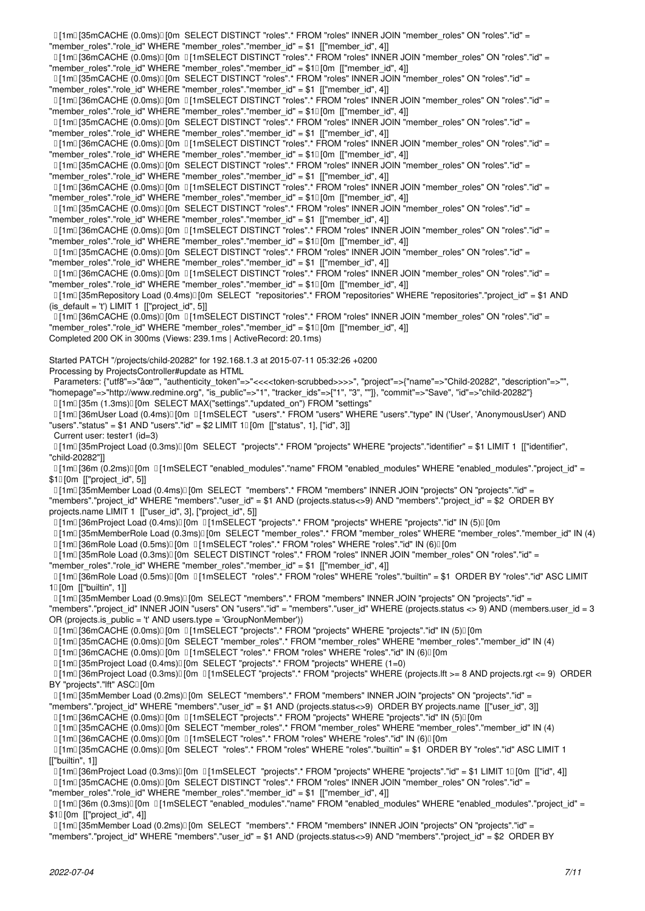```
 [1m [35mCACHE (0.0ms) [0m  SELECT DISTINCT "roles".* FROM "roles" INNER JOIN "member_roles" ON "roles"."id" = "member_roles"."role_id" WHERE "member_roles"."member_id" = $1  [["member_id", 4]]
 [1m [36mCACHE (0.0ms) [0m  [1mSELECT DISTINCT "roles".* FROM "roles" INNER JOIN "member_roles" ON "roles"."id" = "member_roles"."role_id" WHERE "member_roles"."member_id" = $1 [0m  [["member_id", 4]]
 [1m [35mCACHE (0.0ms) [0m  SELECT DISTINCT "roles".* FROM "roles" INNER JOIN "member_roles" ON "roles"."id" = "member_roles"."role_id" WHERE "member_roles"."member_id" = $1  [["member_id", 4]]
 [1m [36mCACHE (0.0ms) [0m  [1mSELECT DISTINCT "roles".* FROM "roles" INNER JOIN "member_roles" ON "roles"."id" = "member_roles"."role_id" WHERE "member_roles"."member_id" = $1 [0m  [["member_id", 4]]
 [1m [35mCACHE (0.0ms) [0m  SELECT DISTINCT "roles".* FROM "roles" INNER JOIN "member_roles" ON "roles"."id" = "member_roles"."role_id" WHERE "member_roles"."member_id" = $1  [["member_id", 4]]
 [1m [36mCACHE (0.0ms) [0m  [1mSELECT DISTINCT "roles".* FROM "roles" INNER JOIN "member_roles" ON "roles"."id" = "member_roles"."role_id" WHERE "member_roles"."member_id" = $1 [0m  [["member_id", 4]]
 [1m [35mCACHE (0.0ms) [0m  SELECT DISTINCT "roles".* FROM "roles" INNER JOIN "member_roles" ON "roles"."id" = "member_roles"."role_id" WHERE "member_roles"."member_id" = $1  [["member_id", 4]]
 [1m [36mCACHE (0.0ms) [0m  [1mSELECT DISTINCT "roles".* FROM "roles" INNER JOIN "member_roles" ON "roles"."id" = "member_roles"."role_id" WHERE "member_roles"."member_id" = $1 [0m  [["member_id", 4]]
 [1m [35mCACHE (0.0ms) [0m  SELECT DISTINCT "roles".* FROM "roles" INNER JOIN "member_roles" ON "roles"."id" = "member_roles"."role_id" WHERE "member_roles"."member_id" = $1  [["member_id", 4]]
 [1m [36mCACHE (0.0ms) [0m  [1mSELECT DISTINCT "roles".* FROM "roles" INNER JOIN "member_roles" ON "roles"."id" = "member_roles"."role_id" WHERE "member_roles"."member_id" = $1 [0m  [["member_id", 4]]
 [1m [35mCACHE (0.0ms) [0m  SELECT DISTINCT "roles".* FROM "roles" INNER JOIN "member_roles" ON "roles"."id" = "member_roles"."role_id" WHERE "member_roles"."member_id" = $1  [["member_id", 4]]
 [1m [36mCACHE (0.0ms) [0m  [1mSELECT DISTINCT "roles".* FROM "roles" INNER JOIN "member_roles" ON "roles"."id" = "member_roles"."role_id" WHERE "member_roles"."member_id" = $1 [0m  [["member_id", 4]]
 [1m [35mRepository Load (0.4ms) [0m  SELECT  "repositories".* FROM "repositories" WHERE "repositories"."project_id" = $1 AND (is_default = 't') LIMIT 1  [["project_id", 5]]
 [1m [36mCACHE (0.0ms) [0m  [1mSELECT DISTINCT "roles".* FROM "roles" INNER JOIN "member_roles" ON "roles"."id" = "member_roles"."role_id" WHERE "member_roles"."member_id" = $1 [0m  [["member_id", 4]]
Completed 200 OK in 300ms (Views: 239.1ms | ActiveRecord: 20.1ms)

Started PATCH "/projects/child-20282" for 192.168.1.3 at 2015-07-11 05:32:26 +0200
Processing by ProjectsController#update as HTML
  Parameters: {"utf8"=>"âœ"", "authenticity_token"=>"<<<<token-scrubbed>>>>", "project"=>{"name"=>"Child-20282", "description"=>"", "homepage"=>"http://www.redmine.org", "is_public"=>"1", "tracker_ids"=>["1", "3", ""]}, "commit"=>"Save", "id"=>"child-20282"}
 [1m [35m (1.3ms) [0m  SELECT MAX("settings"."updated_on") FROM "settings"
 [1m [36mUser Load (0.4ms) [0m  [1mSELECT  "users".* FROM "users" WHERE "users"."type" IN ('User', 'AnonymousUser') AND "users"."status" = $1 AND "users"."id" = $2 LIMIT 1 [0m  [["status", 1], ["id", 3]]
  Current user: tester1 (id=3)
 [1m [35mProject Load (0.3ms) [0m  SELECT  "projects".* FROM "projects" WHERE "projects"."identifier" = $1 LIMIT 1  [["identifier", "child-20282"]]
 [1m [36m (0.2ms) [0m  [1mSELECT "enabled_modules"."name" FROM "enabled_modules" WHERE "enabled_modules"."project_id" = $1 [0m  [["project_id", 5]]
 [1m [35mMember Load (0.4ms) [0m  SELECT  "members".* FROM "members" INNER JOIN "projects" ON "projects"."id" = "members"."project_id" WHERE "members"."user_id" = $1 AND (projects.status<>9) AND "members"."project_id" = $2  ORDER BY projects.name LIMIT 1  [["user_id", 3], ["project_id", 5]]
 [1m [36mProject Load (0.4ms) [0m  [1mSELECT "projects".* FROM "projects" WHERE "projects"."id" IN (5) [0m
 [1m [35mMemberRole Load (0.3ms) [0m  SELECT "member_roles".* FROM "member_roles" WHERE "member_roles"."member_id" IN (4)
 [1m [36mRole Load (0.5ms) [0m  [1mSELECT "roles".* FROM "roles" WHERE "roles"."id" IN (6) [0m
 [1m [35mRole Load (0.3ms) [0m  SELECT DISTINCT "roles".* FROM "roles" INNER JOIN "member_roles" ON "roles"."id" = "member_roles"."role_id" WHERE "member_roles"."member_id" = $1  [["member_id", 4]]
 [1m [36mRole Load (0.5ms) [0m  [1mSELECT  "roles".* FROM "roles" WHERE "roles"."builtin" = $1  ORDER BY "roles"."id" ASC LIMIT 1 [0m  [["builtin", 1]]
 [1m [35mMember Load (0.9ms) [0m  SELECT "members".* FROM "members" INNER JOIN "projects" ON "projects"."id" = "members"."project_id" INNER JOIN "users" ON "users"."id" = "members"."user_id" WHERE (projects.status <> 9) AND (members.user_id = 3 OR (projects.is_public = 't' AND users.type = 'GroupNonMember'))
 [1m [36mCACHE (0.0ms) [0m  [1mSELECT "projects".* FROM "projects" WHERE "projects"."id" IN (5) [0m
 [1m [35mCACHE (0.0ms) [0m  SELECT "member_roles".* FROM "member_roles" WHERE "member_roles"."member_id" IN (4)
 [1m [36mCACHE (0.0ms) [0m  [1mSELECT "roles".* FROM "roles" WHERE "roles"."id" IN (6) [0m
 [1m [35mProject Load (0.4ms) [0m  SELECT "projects".* FROM "projects" WHERE (1=0)
 [1m [36mProject Load (0.3ms) [0m  [1mSELECT "projects".* FROM "projects" WHERE (projects.lft >= 8 AND projects.rgt <= 9)  ORDER BY "projects"."lft" ASC [0m
 [1m [35mMember Load (0.2ms) [0m  SELECT "members".* FROM "members" INNER JOIN "projects" ON "projects"."id" = "members"."project_id" WHERE "members"."user_id" = $1 AND (projects.status<>9)  ORDER BY projects.name  [["user_id", 3]]
 [1m [36mCACHE (0.0ms) [0m  [1mSELECT "projects".* FROM "projects" WHERE "projects"."id" IN (5) [0m
 [1m [35mCACHE (0.0ms) [0m  SELECT "member_roles".* FROM "member_roles" WHERE "member_roles"."member_id" IN (4)
 [1m [36mCACHE (0.0ms) [0m  [1mSELECT "roles".* FROM "roles" WHERE "roles"."id" IN (6) [0m
 [1m [35mCACHE (0.0ms) [0m  SELECT  "roles".* FROM "roles" WHERE "roles"."builtin" = $1  ORDER BY "roles"."id" ASC LIMIT 1  [["builtin", 1]]
 [1m [36mProject Load (0.3ms) [0m  [1mSELECT  "projects".* FROM "projects" WHERE "projects"."id" = $1 LIMIT 1 [0m  [["id", 4]]
 [1m [35mCACHE (0.0ms) [0m  SELECT DISTINCT "roles".* FROM "roles" INNER JOIN "member_roles" ON "roles"."id" = "member_roles"."role_id" WHERE "member_roles"."member_id" = $1  [["member_id", 4]]
 [1m [36m (0.3ms) [0m  [1mSELECT "enabled_modules"."name" FROM "enabled_modules" WHERE "enabled_modules"."project_id" = $1 [0m  [["project_id", 4]]
 [1m [35mMember Load (0.2ms) [0m  SELECT  "members".* FROM "members" INNER JOIN "projects" ON "projects"."id" = "members"."project_id" WHERE "members"."user_id" = $1 AND (projects.status<>9) AND "members"."project_id" = $2  ORDER BY
```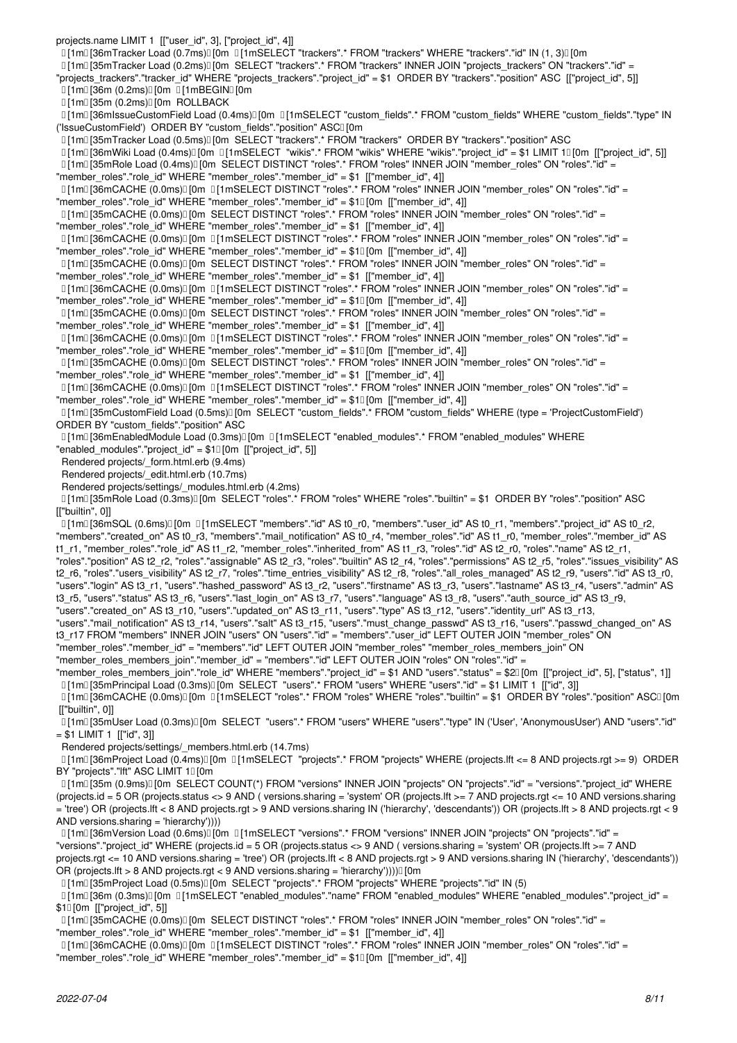```
projects.name LIMIT 1  [["user_id", 3], ["project_id", 4]]
  [1m [36mTracker Load (0.7ms) [0m  [1mSELECT "trackers".* FROM "trackers" WHERE "trackers"."id" IN (1, 3) [0m
  [1m [35mTracker Load (0.2ms) [0m  SELECT "trackers".* FROM "trackers" INNER JOIN "projects_trackers" ON "trackers"."id" =
"projects_trackers"."tracker_id" WHERE "projects_trackers"."project_id" = $1  ORDER BY "trackers"."position" ASC  [["project_id", 5]]
  [1m [36m (0.2ms) [0m  [1mBEGIN [0m
  [1m [35m (0.2ms) [0m  ROLLBACK
  [1m [36mIssueCustomField Load (0.4ms) [0m  [1mSELECT "custom_fields".* FROM "custom_fields" WHERE "custom_fields"."type" IN
('IssueCustomField')  ORDER BY "custom_fields"."position" ASC [0m
  [1m [35mTracker Load (0.5ms) [0m  SELECT "trackers".* FROM "trackers"  ORDER BY "trackers"."position" ASC
  [1m [36mWiki Load (0.4ms) [0m  [1mSELECT  "wikis".* FROM "wikis" WHERE "wikis"."project_id" = $1 LIMIT 1 [0m  [["project_id", 5]]
  [1m [35mRole Load (0.4ms) [0m  SELECT DISTINCT "roles".* FROM "roles" INNER JOIN "member_roles" ON "roles"."id" =
"member_roles"."role_id" WHERE "member_roles"."member_id" = $1  [["member_id", 4]]
  [1m [36mCACHE (0.0ms) [0m  [1mSELECT DISTINCT "roles".* FROM "roles" INNER JOIN "member_roles" ON "roles"."id" =
"member_roles"."role_id" WHERE "member_roles"."member_id" = $1 [0m  [["member_id", 4]]
  [1m [35mCACHE (0.0ms) [0m  SELECT DISTINCT "roles".* FROM "roles" INNER JOIN "member_roles" ON "roles"."id" =
"member_roles"."role_id" WHERE "member_roles"."member_id" = $1  [["member_id", 4]]
  [1m [36mCACHE (0.0ms) [0m  [1mSELECT DISTINCT "roles".* FROM "roles" INNER JOIN "member_roles" ON "roles"."id" =
"member_roles"."role_id" WHERE "member_roles"."member_id" = $1 [0m  [["member_id", 4]]
  [1m [35mCACHE (0.0ms) [0m  SELECT DISTINCT "roles".* FROM "roles" INNER JOIN "member_roles" ON "roles"."id" =
"member_roles"."role_id" WHERE "member_roles"."member_id" = $1  [["member_id", 4]]
  [1m [36mCACHE (0.0ms) [0m  [1mSELECT DISTINCT "roles".* FROM "roles" INNER JOIN "member_roles" ON "roles"."id" =
"member_roles"."role_id" WHERE "member_roles"."member_id" = $1 [0m  [["member_id", 4]]
  [1m [35mCACHE (0.0ms) [0m  SELECT DISTINCT "roles".* FROM "roles" INNER JOIN "member_roles" ON "roles"."id" =
"member_roles"."role_id" WHERE "member_roles"."member_id" = $1  [["member_id", 4]]
  [1m [36mCACHE (0.0ms) [0m  [1mSELECT DISTINCT "roles".* FROM "roles" INNER JOIN "member_roles" ON "roles"."id" =
"member_roles"."role_id" WHERE "member_roles"."member_id" = $1 [0m  [["member_id", 4]]
  [1m [35mCACHE (0.0ms) [0m  SELECT DISTINCT "roles".* FROM "roles" INNER JOIN "member_roles" ON "roles"."id" =
"member_roles"."role_id" WHERE "member_roles"."member_id" = $1  [["member_id", 4]]
  [1m [36mCACHE (0.0ms) [0m  [1mSELECT DISTINCT "roles".* FROM "roles" INNER JOIN "member_roles" ON "roles"."id" =
"member_roles"."role_id" WHERE "member_roles"."member_id" = $1 [0m  [["member_id", 4]]
  [1m [35mCustomField Load (0.5ms) [0m  SELECT "custom_fields".* FROM "custom_fields" WHERE (type = 'ProjectCustomField')
ORDER BY "custom_fields"."position" ASC
  [1m [36mEnabledModule Load (0.3ms) [0m  [1mSELECT "enabled_modules".* FROM "enabled_modules" WHERE
"enabled_modules"."project_id" = $1 [0m  [["project_id", 5]]
  Rendered projects/_form.html.erb (9.4ms)
  Rendered projects/_edit.html.erb (10.7ms)
  Rendered projects/settings/_modules.html.erb (4.2ms)
  [1m [35mRole Load (0.3ms) [0m  SELECT "roles".* FROM "roles" WHERE "roles"."builtin" = $1  ORDER BY "roles"."position" ASC
[["builtin", 0]]
  [1m [36mSQL (0.6ms) [0m  [1mSELECT "members"."id" AS t0_r0, "members"."user_id" AS t0_r1, "members"."project_id" AS t0_r2,
"members"."created_on" AS t0_r3, "members"."mail_notification" AS t0_r4, "member_roles"."id" AS t1_r0, "member_roles"."member_id" AS
t1_r1, "member_roles"."role_id" AS t1_r2, "member_roles"."inherited_from" AS t1_r3, "roles"."id" AS t2_r0, "roles"."name" AS t2_r1,
"roles"."position" AS t2_r2, "roles"."assignable" AS t2_r3, "roles"."builtin" AS t2_r4, "roles"."permissions" AS t2_r5, "roles"."issues_visibility" AS
t2_r6, "roles"."users_visibility" AS t2_r7, "roles"."time_entries_visibility" AS t2_r8, "roles"."all_roles_managed" AS t2_r9, "users"."id" AS t3_r0,
"users"."login" AS t3_r1, "users"."hashed_password" AS t3_r2, "users"."firstname" AS t3_r3, "users"."lastname" AS t3_r4, "users"."admin" AS
t3_r5, "users"."status" AS t3_r6, "users"."last_login_on" AS t3_r7, "users"."language" AS t3_r8, "users"."auth_source_id" AS t3_r9,
"users"."created_on" AS t3_r10, "users"."updated_on" AS t3_r11, "users"."type" AS t3_r12, "users"."identity_url" AS t3_r13,
"users"."mail_notification" AS t3_r14, "users"."salt" AS t3_r15, "users"."must_change_passwd" AS t3_r16, "users"."passwd_changed_on" AS
t3_r17 FROM "members" INNER JOIN "users" ON "users"."id" = "members"."user_id" LEFT OUTER JOIN "member_roles" ON
"member_roles"."member_id" = "members"."id" LEFT OUTER JOIN "member_roles" "member_roles_members_join" ON
"member_roles_members_join"."member_id" = "members"."id" LEFT OUTER JOIN "roles" ON "roles"."id" =
"member_roles_members_join"."role_id" WHERE "members"."project_id" = $1 AND "users"."status" = $2 [0m  [["project_id", 5], ["status", 1]]
  [1m [35mPrincipal Load (0.3ms) [0m  SELECT  "users".* FROM "users" WHERE "users"."id" = $1 LIMIT 1  [["id", 3]]
  [1m [36mCACHE (0.0ms) [0m  [1mSELECT "roles".* FROM "roles" WHERE "roles"."builtin" = $1  ORDER BY "roles"."position" ASC [0m
 [["builtin", 0]]
  [1m [35mUser Load (0.3ms) [0m  SELECT  "users".* FROM "users" WHERE "users"."type" IN ('User', 'AnonymousUser') AND "users"."id"
= $1 LIMIT 1  [["id", 3]]
  Rendered projects/settings/_members.html.erb (14.7ms)
  [1m [36mProject Load (0.4ms) [0m  [1mSELECT  "projects".* FROM "projects" WHERE (projects.lft <= 8 AND projects.rgt >= 9)  ORDER
BY "projects"."lft" ASC LIMIT 1 [0m
  [1m [35m (0.9ms) [0m  SELECT COUNT(*) FROM "versions" INNER JOIN "projects" ON "projects"."id" = "versions"."project_id" WHERE
(projects.id = 5 OR (projects.status <> 9 AND ( versions.sharing = 'system' OR (projects.lft >= 7 AND projects.rgt <= 10 AND versions.sharing
= 'tree') OR (projects.lft < 8 AND projects.rgt > 9 AND versions.sharing IN ('hierarchy', 'descendants')) OR (projects.lft > 8 AND projects.rgt < 9
AND versions.sharing = 'hierarchy'))))
  [1m [36mVersion Load (0.6ms) [0m  [1mSELECT "versions".* FROM "versions" INNER JOIN "projects" ON "projects"."id" =
"versions"."project_id" WHERE (projects.id = 5 OR (projects.status <> 9 AND ( versions.sharing = 'system' OR (projects.lft >= 7 AND
projects.rgt <= 10 AND versions.sharing = 'tree') OR (projects.lft < 8 AND projects.rgt > 9 AND versions.sharing IN ('hierarchy', 'descendants'))
OR (projects.lft > 8 AND projects.rgt < 9 AND versions.sharing = 'hierarchy')))) [0m
  [1m [35mProject Load (0.5ms) [0m  SELECT "projects".* FROM "projects" WHERE "projects"."id" IN (5)
  [1m [36m (0.3ms) [0m  [1mSELECT "enabled_modules"."name" FROM "enabled_modules" WHERE "enabled_modules"."project_id" =
$1 [0m  [["project_id", 5]]
  [1m [35mCACHE (0.0ms) [0m  SELECT DISTINCT "roles".* FROM "roles" INNER JOIN "member_roles" ON "roles"."id" =
"member_roles"."role_id" WHERE "member_roles"."member_id" = $1  [["member_id", 4]]
  [1m [36mCACHE (0.0ms) [0m  [1mSELECT DISTINCT "roles".* FROM "roles" INNER JOIN "member_roles" ON "roles"."id" =
"member_roles"."role_id" WHERE "member_roles"."member_id" = $1 [0m  [["member_id", 4]]
```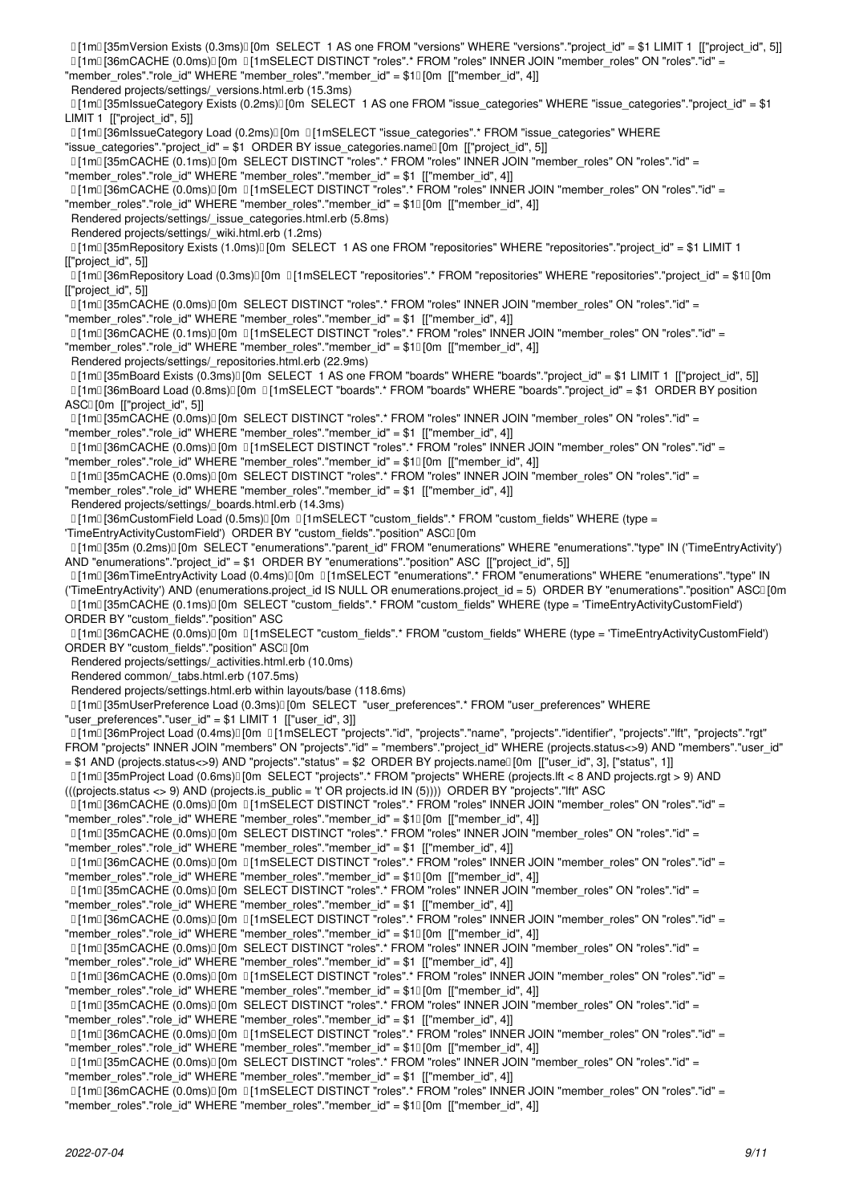```
  [1m [35mVersion Exists (0.3ms) [0m  SELECT  1 AS one FROM "versions" WHERE "versions"."project_id" = $1 LIMIT 1  [["project_id", 5]]
  [1m [36mCACHE (0.0ms) [0m  [1mSELECT DISTINCT "roles".* FROM "roles" INNER JOIN "member_roles" ON "roles"."id" = "member_roles"."role_id" WHERE "member_roles"."member_id" = $1 [0m  [["member_id", 4]]
  Rendered projects/settings/_versions.html.erb (15.3ms)
  [1m [35mIssueCategory Exists (0.2ms) [0m  SELECT  1 AS one FROM "issue_categories" WHERE "issue_categories"."project_id" = $1 LIMIT 1  [["project_id", 5]]
  [1m [36mIssueCategory Load (0.2ms) [0m  [1mSELECT "issue_categories".* FROM "issue_categories" WHERE "issue_categories"."project_id" = $1  ORDER BY issue_categories.name [0m  [["project_id", 5]]
  [1m [35mCACHE (0.1ms) [0m  SELECT DISTINCT "roles".* FROM "roles" INNER JOIN "member_roles" ON "roles"."id" = "member_roles"."role_id" WHERE "member_roles"."member_id" = $1  [["member_id", 4]]
  [1m [36mCACHE (0.0ms) [0m  [1mSELECT DISTINCT "roles".* FROM "roles" INNER JOIN "member_roles" ON "roles"."id" = "member_roles"."role_id" WHERE "member_roles"."member_id" = $1 [0m  [["member_id", 4]]
  Rendered projects/settings/_issue_categories.html.erb (5.8ms)
  Rendered projects/settings/_wiki.html.erb (1.2ms)
  [1m [35mRepository Exists (1.0ms) [0m  SELECT  1 AS one FROM "repositories" WHERE "repositories"."project_id" = $1 LIMIT 1  [["project_id", 5]]
  [1m [36mRepository Load (0.3ms) [0m  [1mSELECT "repositories".* FROM "repositories" WHERE "repositories"."project_id" = $1 [0m  [["project_id", 5]]
  [1m [35mCACHE (0.0ms) [0m  SELECT DISTINCT "roles".* FROM "roles" INNER JOIN "member_roles" ON "roles"."id" = "member_roles"."role_id" WHERE "member_roles"."member_id" = $1  [["member_id", 4]]
  [1m [36mCACHE (0.1ms) [0m  [1mSELECT DISTINCT "roles".* FROM "roles" INNER JOIN "member_roles" ON "roles"."id" = "member_roles"."role_id" WHERE "member_roles"."member_id" = $1 [0m  [["member_id", 4]]
  Rendered projects/settings/_repositories.html.erb (22.9ms)
  [1m [35mBoard Exists (0.3ms) [0m  SELECT  1 AS one FROM "boards" WHERE "boards"."project_id" = $1 LIMIT 1  [["project_id", 5]]
  [1m [36mBoard Load (0.8ms) [0m  [1mSELECT "boards".* FROM "boards" WHERE "boards"."project_id" = $1  ORDER BY position ASC [0m  [["project_id", 5]]
  [1m [35mCACHE (0.0ms) [0m  SELECT DISTINCT "roles".* FROM "roles" INNER JOIN "member_roles" ON "roles"."id" = "member_roles"."role_id" WHERE "member_roles"."member_id" = $1  [["member_id", 4]]
  [1m [36mCACHE (0.0ms) [0m  [1mSELECT DISTINCT "roles".* FROM "roles" INNER JOIN "member_roles" ON "roles"."id" = "member_roles"."role_id" WHERE "member_roles"."member_id" = $1 [0m  [["member_id", 4]]
  [1m [35mCACHE (0.0ms) [0m  SELECT DISTINCT "roles".* FROM "roles" INNER JOIN "member_roles" ON "roles"."id" = "member_roles"."role_id" WHERE "member_roles"."member_id" = $1  [["member_id", 4]]
  Rendered projects/settings/_boards.html.erb (14.3ms)
  [1m [36mCustomField Load (0.5ms) [0m  [1mSELECT "custom_fields".* FROM "custom_fields" WHERE (type = 'TimeEntryActivityCustomField')  ORDER BY "custom_fields"."position" ASC [0m
  [1m [35m (0.2ms) [0m  SELECT "enumerations"."parent_id" FROM "enumerations" WHERE "enumerations"."type" IN ('TimeEntryActivity') AND "enumerations"."project_id" = $1  ORDER BY "enumerations"."position" ASC  [["project_id", 5]]
  [1m [36mTimeEntryActivity Load (0.4ms) [0m  [1mSELECT "enumerations".* FROM "enumerations" WHERE "enumerations"."type" IN ('TimeEntryActivity') AND (enumerations.project_id IS NULL OR enumerations.project_id = 5)  ORDER BY "enumerations"."position" ASC [0m
  [1m [35mCACHE (0.1ms) [0m  SELECT "custom_fields".* FROM "custom_fields" WHERE (type = 'TimeEntryActivityCustomField')  ORDER BY "custom_fields"."position" ASC
  [1m [36mCACHE (0.0ms) [0m  [1mSELECT "custom_fields".* FROM "custom_fields" WHERE (type = 'TimeEntryActivityCustomField')  ORDER BY "custom_fields"."position" ASC [0m
  Rendered projects/settings/_activities.html.erb (10.0ms)
  Rendered common/_tabs.html.erb (107.5ms)
  Rendered projects/settings.html.erb within layouts/base (118.6ms)
  [1m [35mUserPreference Load (0.3ms) [0m  SELECT  "user_preferences".* FROM "user_preferences" WHERE "user_preferences"."user_id" = $1 LIMIT 1  [["user_id", 3]]
  [1m [36mProject Load (0.4ms) [0m  [1mSELECT "projects"."id", "projects"."name", "projects"."identifier", "projects"."lft", "projects"."rgt" FROM "projects" INNER JOIN "members" ON "projects"."id" = "members"."project_id" WHERE (projects.status<>9) AND "members"."user_id" = $1 AND (projects.status<>9) AND "projects"."status" = $2  ORDER BY projects.name [0m  [["user_id", 3], ["status", 1]]
  [1m [35mProject Load (0.6ms) [0m  SELECT "projects".* FROM "projects" WHERE (projects.lft < 8 AND projects.rgt > 9) AND (((projects.status <> 9) AND (projects.is_public = 't' OR projects.id IN (5))))  ORDER BY "projects"."lft" ASC
  [1m [36mCACHE (0.0ms) [0m  [1mSELECT DISTINCT "roles".* FROM "roles" INNER JOIN "member_roles" ON "roles"."id" = "member_roles"."role_id" WHERE "member_roles"."member_id" = $1 [0m  [["member_id", 4]]
  [1m [35mCACHE (0.0ms) [0m  SELECT DISTINCT "roles".* FROM "roles" INNER JOIN "member_roles" ON "roles"."id" = "member_roles"."role_id" WHERE "member_roles"."member_id" = $1  [["member_id", 4]]
  [1m [36mCACHE (0.0ms) [0m  [1mSELECT DISTINCT "roles".* FROM "roles" INNER JOIN "member_roles" ON "roles"."id" = "member_roles"."role_id" WHERE "member_roles"."member_id" = $1 [0m  [["member_id", 4]]
  [1m [35mCACHE (0.0ms) [0m  SELECT DISTINCT "roles".* FROM "roles" INNER JOIN "member_roles" ON "roles"."id" = "member_roles"."role_id" WHERE "member_roles"."member_id" = $1  [["member_id", 4]]
  [1m [36mCACHE (0.0ms) [0m  [1mSELECT DISTINCT "roles".* FROM "roles" INNER JOIN "member_roles" ON "roles"."id" = "member_roles"."role_id" WHERE "member_roles"."member_id" = $1 [0m  [["member_id", 4]]
  [1m [35mCACHE (0.0ms) [0m  SELECT DISTINCT "roles".* FROM "roles" INNER JOIN "member_roles" ON "roles"."id" = "member_roles"."role_id" WHERE "member_roles"."member_id" = $1  [["member_id", 4]]
  [1m [36mCACHE (0.0ms) [0m  [1mSELECT DISTINCT "roles".* FROM "roles" INNER JOIN "member_roles" ON "roles"."id" = "member_roles"."role_id" WHERE "member_roles"."member_id" = $1 [0m  [["member_id", 4]]
  [1m [35mCACHE (0.0ms) [0m  SELECT DISTINCT "roles".* FROM "roles" INNER JOIN "member_roles" ON "roles"."id" = "member_roles"."role_id" WHERE "member_roles"."member_id" = $1  [["member_id", 4]]
  [1m [36mCACHE (0.0ms) [0m  [1mSELECT DISTINCT "roles".* FROM "roles" INNER JOIN "member_roles" ON "roles"."id" = "member_roles"."role_id" WHERE "member_roles"."member_id" = $1 [0m  [["member_id", 4]]
  [1m [35mCACHE (0.0ms) [0m  SELECT DISTINCT "roles".* FROM "roles" INNER JOIN "member_roles" ON "roles"."id" = "member_roles"."role_id" WHERE "member_roles"."member_id" = $1  [["member_id", 4]]
  [1m [36mCACHE (0.0ms) [0m  [1mSELECT DISTINCT "roles".* FROM "roles" INNER JOIN "member_roles" ON "roles"."id" = "member_roles"."role_id" WHERE "member_roles"."member_id" = $1 [0m  [["member_id", 4]]
```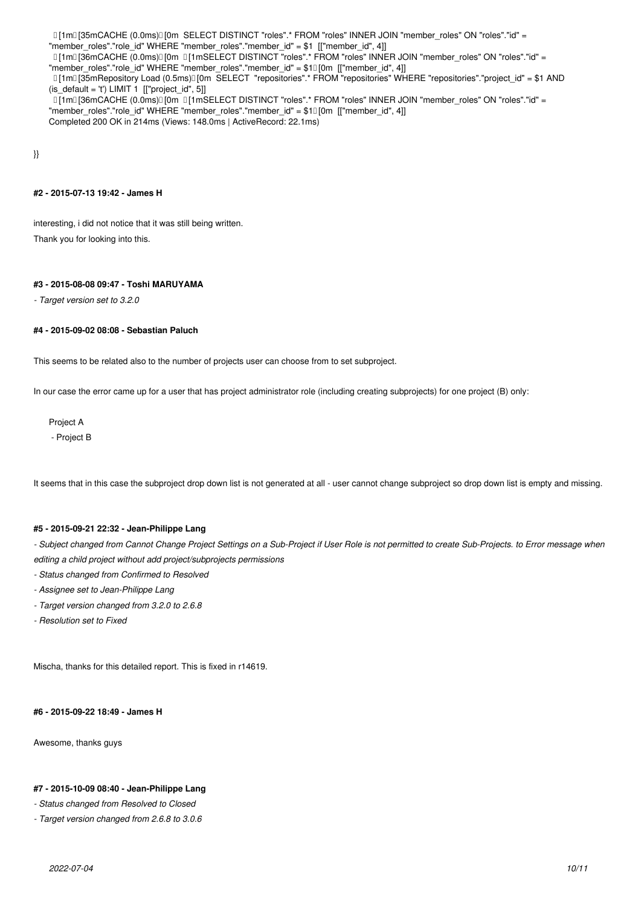```
[1m[35mCACHE (0.0ms)[0m  SELECT DISTINCT "roles".* FROM "roles" INNER JOIN "member_roles" ON "roles"."id" = "member_roles"."role_id" WHERE "member_roles"."member_id" = $1  [["member_id", 4]]
[1m[36mCACHE (0.0ms)[0m  [1mSELECT DISTINCT "roles".* FROM "roles" INNER JOIN "member_roles" ON "roles"."id" = "member_roles"."role_id" WHERE "member_roles"."member_id" = $1[0m  [["member_id", 4]]
[1m[35mRepository Load (0.5ms)[0m  SELECT  "repositories".* FROM "repositories" WHERE "repositories"."project_id" = $1 AND (is_default = 't') LIMIT 1  [["project_id", 5]]
[1m[36mCACHE (0.0ms)[0m  [1mSELECT DISTINCT "roles".* FROM "roles" INNER JOIN "member_roles" ON "roles"."id" = "member_roles"."role_id" WHERE "member_roles"."member_id" = $1[0m  [["member_id", 4]]
Completed 200 OK in 214ms (Views: 148.0ms | ActiveRecord: 22.1ms)
```

}}

#### #2 - 2015-07-13 19:42 - James H

interesting, i did not notice that it was still being written.

Thank you for looking into this.

#### #3 - 2015-08-08 09:47 - Toshi MARUYAMA

*- Target version set to 3.2.0*

#### #4 - 2015-09-02 08:08 - Sebastian Paluch

This seems to be related also to the number of projects user can choose from to set subproject.

In our case the error came up for a user that has project administrator role (including creating subprojects) for one project (B) only:

```
Project A
 - Project B
```

It seems that in this case the subproject drop down list is not generated at all - user cannot change subproject so drop down list is empty and missing.

#### #5 - 2015-09-21 22:32 - Jean-Philippe Lang

*- Subject changed from Cannot Change Project Settings on a Sub-Project if User Role is not permitted to create Sub-Projects. to Error message when editing a child project without add project/subprojects permissions*

*- Status changed from Confirmed to Resolved*

*- Assignee set to Jean-Philippe Lang*

*- Target version changed from 3.2.0 to 2.6.8*

*- Resolution set to Fixed*

Mischa, thanks for this detailed report. This is fixed in r14619.

#### #6 - 2015-09-22 18:49 - James H

Awesome, thanks guys

#### #7 - 2015-10-09 08:40 - Jean-Philippe Lang

*- Status changed from Resolved to Closed*

*- Target version changed from 2.6.8 to 3.0.6*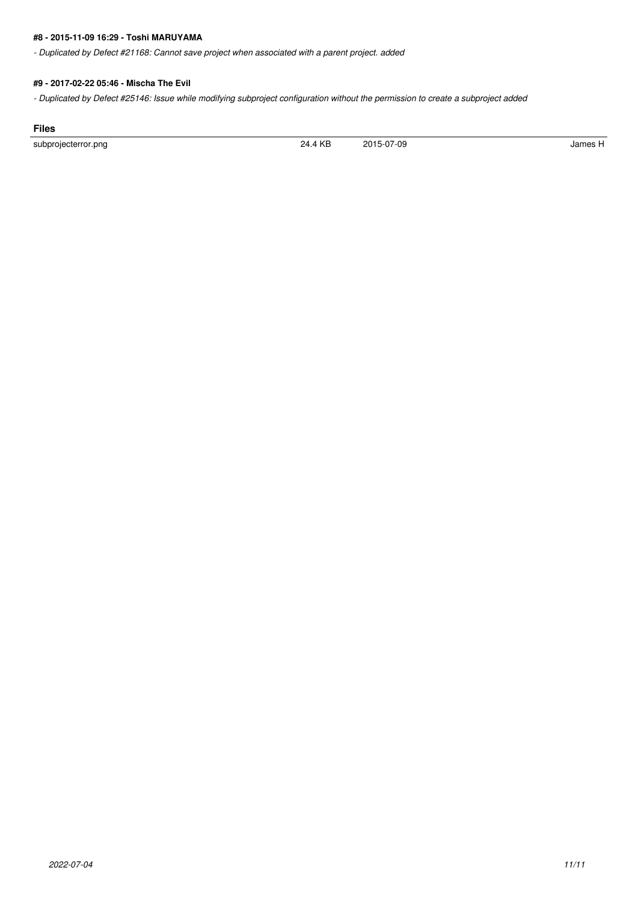**#8 - 2015-11-09 16:29 - Toshi MARUYAMA**

*- Duplicated by Defect #21168: Cannot save project when associated with a parent project. added*

**#9 - 2017-02-22 05:46 - Mischa The Evil**

*- Duplicated by Defect #25146: Issue while modifying subproject configuration without the permission to create a subproject added*

**Files**

| | | | |
|---|---|---|---|
| subprojecterror.png | 24.4 KB | 2015-07-09 | James H |